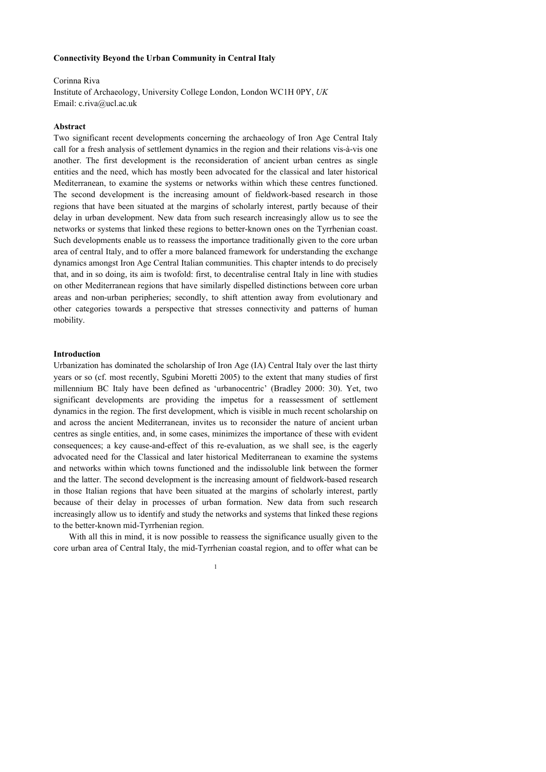**Connectivity Beyond the Urban Community in Central Italy**

Corinna Riva
Institute of Archaeology, University College London, London WC1H 0PY, *UK*
Email: c.riva@ucl.ac.uk

**Abstract**

Two significant recent developments concerning the archaeology of Iron Age Central Italy call for a fresh analysis of settlement dynamics in the region and their relations vis-à-vis one another. The first development is the reconsideration of ancient urban centres as single entities and the need, which has mostly been advocated for the classical and later historical Mediterranean, to examine the systems or networks within which these centres functioned. The second development is the increasing amount of fieldwork-based research in those regions that have been situated at the margins of scholarly interest, partly because of their delay in urban development. New data from such research increasingly allow us to see the networks or systems that linked these regions to better-known ones on the Tyrrhenian coast. Such developments enable us to reassess the importance traditionally given to the core urban area of central Italy, and to offer a more balanced framework for understanding the exchange dynamics amongst Iron Age Central Italian communities. This chapter intends to do precisely that, and in so doing, its aim is twofold: first, to decentralise central Italy in line with studies on other Mediterranean regions that have similarly dispelled distinctions between core urban areas and non-urban peripheries; secondly, to shift attention away from evolutionary and other categories towards a perspective that stresses connectivity and patterns of human mobility.

**Introduction**

Urbanization has dominated the scholarship of Iron Age (IA) Central Italy over the last thirty years or so (cf. most recently, Sgubini Moretti 2005) to the extent that many studies of first millennium BC Italy have been defined as 'urbanocentric' (Bradley 2000: 30). Yet, two significant developments are providing the impetus for a reassessment of settlement dynamics in the region. The first development, which is visible in much recent scholarship on and across the ancient Mediterranean, invites us to reconsider the nature of ancient urban centres as single entities, and, in some cases, minimizes the importance of these with evident consequences; a key cause-and-effect of this re-evaluation, as we shall see, is the eagerly advocated need for the Classical and later historical Mediterranean to examine the systems and networks within which towns functioned and the indissoluble link between the former and the latter. The second development is the increasing amount of fieldwork-based research in those Italian regions that have been situated at the margins of scholarly interest, partly because of their delay in processes of urban formation. New data from such research increasingly allow us to identify and study the networks and systems that linked these regions to the better-known mid-Tyrrhenian region.

With all this in mind, it is now possible to reassess the significance usually given to the core urban area of Central Italy, the mid-Tyrrhenian coastal region, and to offer what can be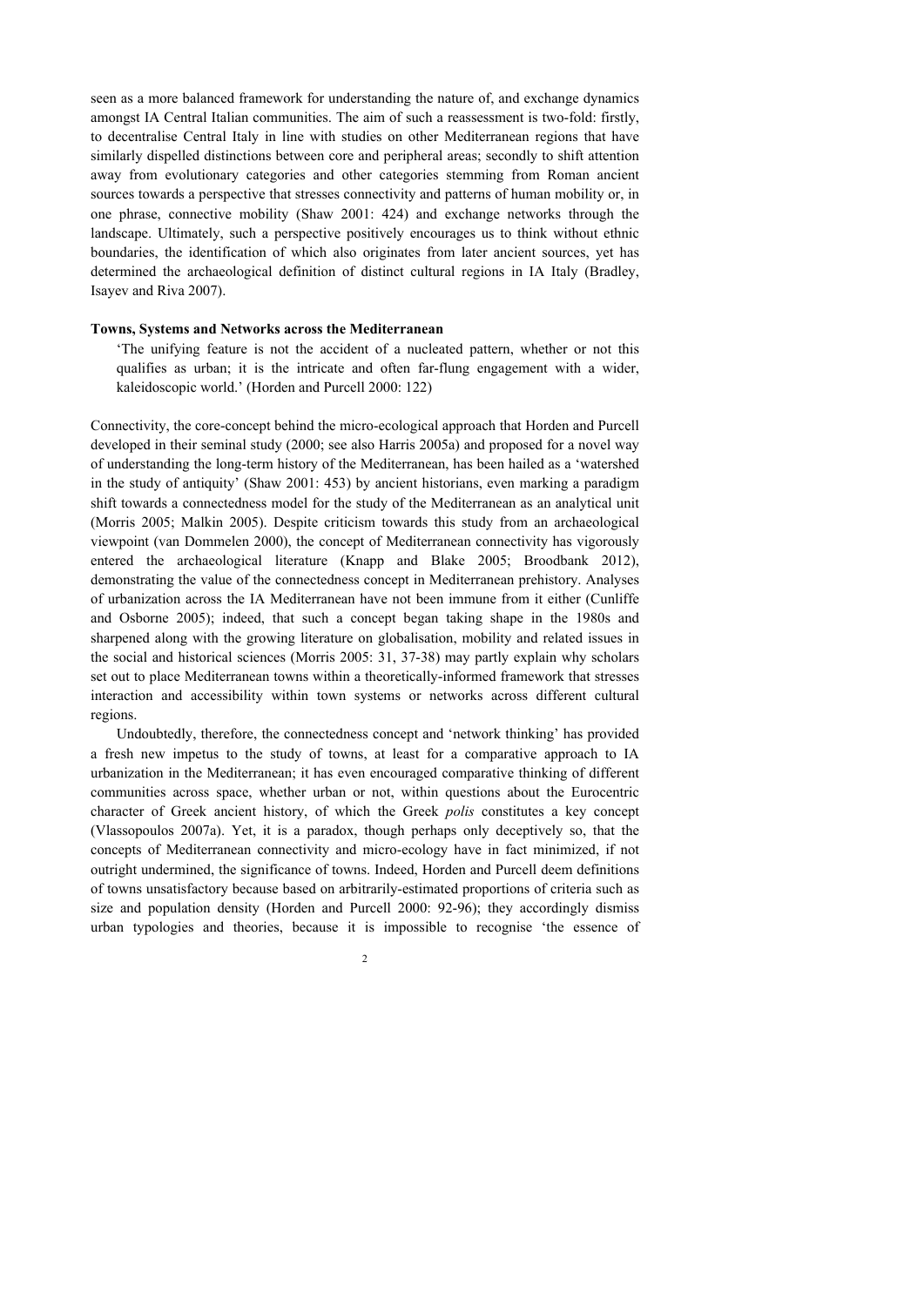seen as a more balanced framework for understanding the nature of, and exchange dynamics amongst IA Central Italian communities. The aim of such a reassessment is two-fold: firstly, to decentralise Central Italy in line with studies on other Mediterranean regions that have similarly dispelled distinctions between core and peripheral areas; secondly to shift attention away from evolutionary categories and other categories stemming from Roman ancient sources towards a perspective that stresses connectivity and patterns of human mobility or, in one phrase, connective mobility (Shaw 2001: 424) and exchange networks through the landscape. Ultimately, such a perspective positively encourages us to think without ethnic boundaries, the identification of which also originates from later ancient sources, yet has determined the archaeological definition of distinct cultural regions in IA Italy (Bradley, Isayev and Riva 2007).

**Towns, Systems and Networks across the Mediterranean**

> 'The unifying feature is not the accident of a nucleated pattern, whether or not this qualifies as urban; it is the intricate and often far-flung engagement with a wider, kaleidoscopic world.' (Horden and Purcell 2000: 122)

Connectivity, the core-concept behind the micro-ecological approach that Horden and Purcell developed in their seminal study (2000; see also Harris 2005a) and proposed for a novel way of understanding the long-term history of the Mediterranean, has been hailed as a 'watershed in the study of antiquity' (Shaw 2001: 453) by ancient historians, even marking a paradigm shift towards a connectedness model for the study of the Mediterranean as an analytical unit (Morris 2005; Malkin 2005). Despite criticism towards this study from an archaeological viewpoint (van Dommelen 2000), the concept of Mediterranean connectivity has vigorously entered the archaeological literature (Knapp and Blake 2005; Broodbank 2012), demonstrating the value of the connectedness concept in Mediterranean prehistory. Analyses of urbanization across the IA Mediterranean have not been immune from it either (Cunliffe and Osborne 2005); indeed, that such a concept began taking shape in the 1980s and sharpened along with the growing literature on globalisation, mobility and related issues in the social and historical sciences (Morris 2005: 31, 37-38) may partly explain why scholars set out to place Mediterranean towns within a theoretically-informed framework that stresses interaction and accessibility within town systems or networks across different cultural regions.

Undoubtedly, therefore, the connectedness concept and 'network thinking' has provided a fresh new impetus to the study of towns, at least for a comparative approach to IA urbanization in the Mediterranean; it has even encouraged comparative thinking of different communities across space, whether urban or not, within questions about the Eurocentric character of Greek ancient history, of which the Greek *polis* constitutes a key concept (Vlassopoulos 2007a). Yet, it is a paradox, though perhaps only deceptively so, that the concepts of Mediterranean connectivity and micro-ecology have in fact minimized, if not outright undermined, the significance of towns. Indeed, Horden and Purcell deem definitions of towns unsatisfactory because based on arbitrarily-estimated proportions of criteria such as size and population density (Horden and Purcell 2000: 92-96); they accordingly dismiss urban typologies and theories, because it is impossible to recognise 'the essence of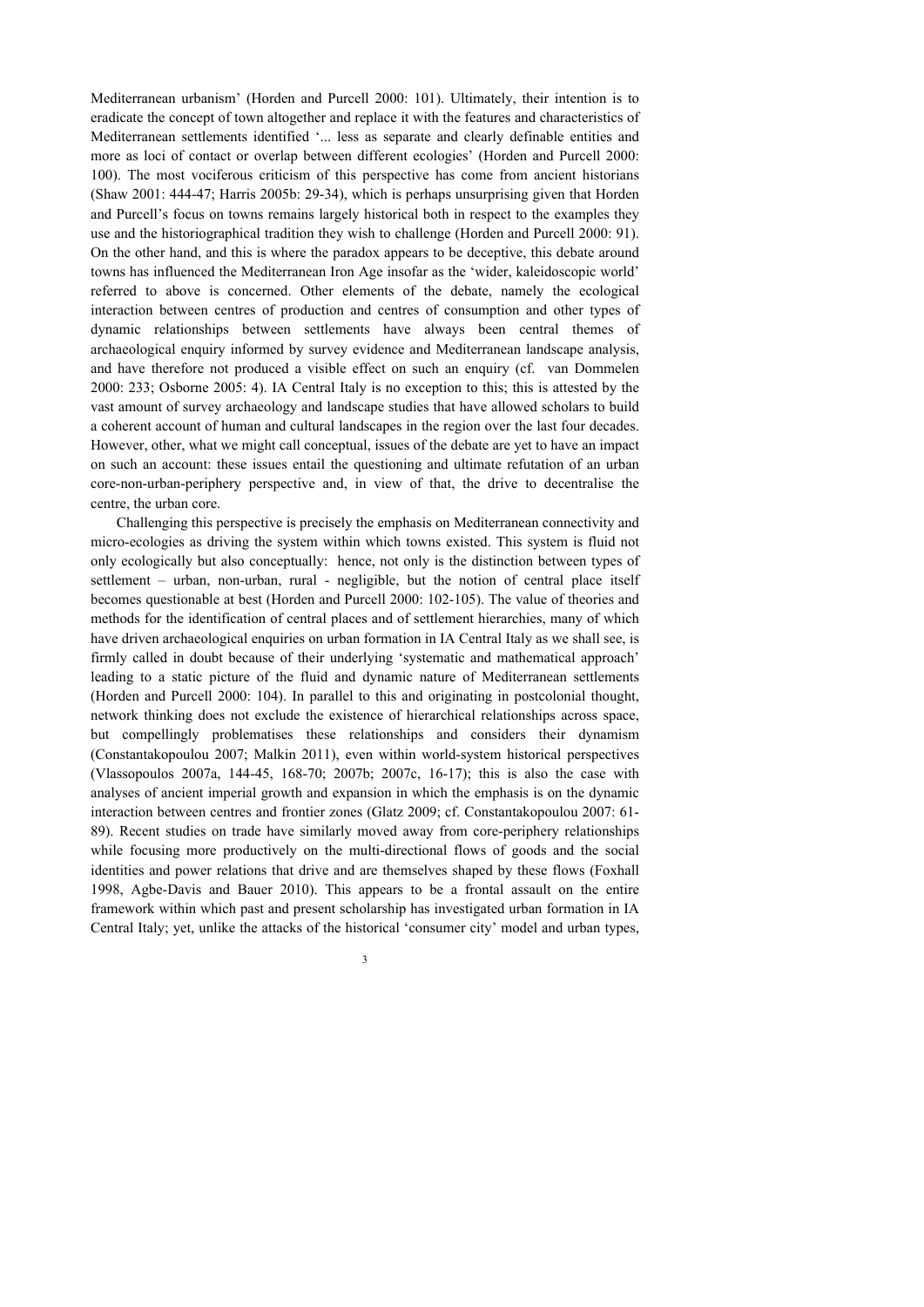Mediterranean urbanism' (Horden and Purcell 2000: 101). Ultimately, their intention is to eradicate the concept of town altogether and replace it with the features and characteristics of Mediterranean settlements identified '... less as separate and clearly definable entities and more as loci of contact or overlap between different ecologies' (Horden and Purcell 2000: 100). The most vociferous criticism of this perspective has come from ancient historians (Shaw 2001: 444-47; Harris 2005b: 29-34), which is perhaps unsurprising given that Horden and Purcell's focus on towns remains largely historical both in respect to the examples they use and the historiographical tradition they wish to challenge (Horden and Purcell 2000: 91). On the other hand, and this is where the paradox appears to be deceptive, this debate around towns has influenced the Mediterranean Iron Age insofar as the 'wider, kaleidoscopic world' referred to above is concerned. Other elements of the debate, namely the ecological interaction between centres of production and centres of consumption and other types of dynamic relationships between settlements have always been central themes of archaeological enquiry informed by survey evidence and Mediterranean landscape analysis, and have therefore not produced a visible effect on such an enquiry (cf. van Dommelen 2000: 233; Osborne 2005: 4). IA Central Italy is no exception to this; this is attested by the vast amount of survey archaeology and landscape studies that have allowed scholars to build a coherent account of human and cultural landscapes in the region over the last four decades. However, other, what we might call conceptual, issues of the debate are yet to have an impact on such an account: these issues entail the questioning and ultimate refutation of an urban core-non-urban-periphery perspective and, in view of that, the drive to decentralise the centre, the urban core.

Challenging this perspective is precisely the emphasis on Mediterranean connectivity and micro-ecologies as driving the system within which towns existed. This system is fluid not only ecologically but also conceptually: hence, not only is the distinction between types of settlement – urban, non-urban, rural - negligible, but the notion of central place itself becomes questionable at best (Horden and Purcell 2000: 102-105). The value of theories and methods for the identification of central places and of settlement hierarchies, many of which have driven archaeological enquiries on urban formation in IA Central Italy as we shall see, is firmly called in doubt because of their underlying 'systematic and mathematical approach' leading to a static picture of the fluid and dynamic nature of Mediterranean settlements (Horden and Purcell 2000: 104). In parallel to this and originating in postcolonial thought, network thinking does not exclude the existence of hierarchical relationships across space, but compellingly problematises these relationships and considers their dynamism (Constantakopoulou 2007; Malkin 2011), even within world-system historical perspectives (Vlassopoulos 2007a, 144-45, 168-70; 2007b; 2007c, 16-17); this is also the case with analyses of ancient imperial growth and expansion in which the emphasis is on the dynamic interaction between centres and frontier zones (Glatz 2009; cf. Constantakopoulou 2007: 61-89). Recent studies on trade have similarly moved away from core-periphery relationships while focusing more productively on the multi-directional flows of goods and the social identities and power relations that drive and are themselves shaped by these flows (Foxhall 1998, Agbe-Davis and Bauer 2010). This appears to be a frontal assault on the entire framework within which past and present scholarship has investigated urban formation in IA Central Italy; yet, unlike the attacks of the historical 'consumer city' model and urban types,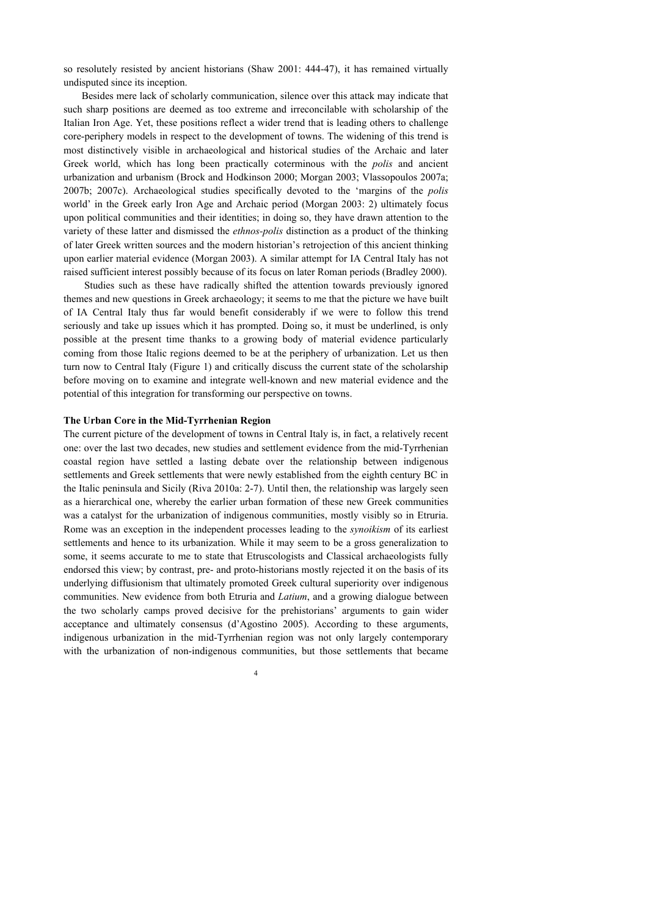so resolutely resisted by ancient historians (Shaw 2001: 444-47), it has remained virtually undisputed since its inception.

Besides mere lack of scholarly communication, silence over this attack may indicate that such sharp positions are deemed as too extreme and irreconcilable with scholarship of the Italian Iron Age. Yet, these positions reflect a wider trend that is leading others to challenge core-periphery models in respect to the development of towns. The widening of this trend is most distinctively visible in archaeological and historical studies of the Archaic and later Greek world, which has long been practically coterminous with the *polis* and ancient urbanization and urbanism (Brock and Hodkinson 2000; Morgan 2003; Vlassopoulos 2007a; 2007b; 2007c). Archaeological studies specifically devoted to the 'margins of the *polis* world' in the Greek early Iron Age and Archaic period (Morgan 2003: 2) ultimately focus upon political communities and their identities; in doing so, they have drawn attention to the variety of these latter and dismissed the *ethnos-polis* distinction as a product of the thinking of later Greek written sources and the modern historian's retrojection of this ancient thinking upon earlier material evidence (Morgan 2003). A similar attempt for IA Central Italy has not raised sufficient interest possibly because of its focus on later Roman periods (Bradley 2000).

Studies such as these have radically shifted the attention towards previously ignored themes and new questions in Greek archaeology; it seems to me that the picture we have built of IA Central Italy thus far would benefit considerably if we were to follow this trend seriously and take up issues which it has prompted. Doing so, it must be underlined, is only possible at the present time thanks to a growing body of material evidence particularly coming from those Italic regions deemed to be at the periphery of urbanization. Let us then turn now to Central Italy (Figure 1) and critically discuss the current state of the scholarship before moving on to examine and integrate well-known and new material evidence and the potential of this integration for transforming our perspective on towns.

**The Urban Core in the Mid-Tyrrhenian Region**

The current picture of the development of towns in Central Italy is, in fact, a relatively recent one: over the last two decades, new studies and settlement evidence from the mid-Tyrrhenian coastal region have settled a lasting debate over the relationship between indigenous settlements and Greek settlements that were newly established from the eighth century BC in the Italic peninsula and Sicily (Riva 2010a: 2-7). Until then, the relationship was largely seen as a hierarchical one, whereby the earlier urban formation of these new Greek communities was a catalyst for the urbanization of indigenous communities, mostly visibly so in Etruria. Rome was an exception in the independent processes leading to the *synoikism* of its earliest settlements and hence to its urbanization. While it may seem to be a gross generalization to some, it seems accurate to me to state that Etruscologists and Classical archaeologists fully endorsed this view; by contrast, pre- and proto-historians mostly rejected it on the basis of its underlying diffusionism that ultimately promoted Greek cultural superiority over indigenous communities. New evidence from both Etruria and *Latium*, and a growing dialogue between the two scholarly camps proved decisive for the prehistorians' arguments to gain wider acceptance and ultimately consensus (d'Agostino 2005). According to these arguments, indigenous urbanization in the mid-Tyrrhenian region was not only largely contemporary with the urbanization of non-indigenous communities, but those settlements that became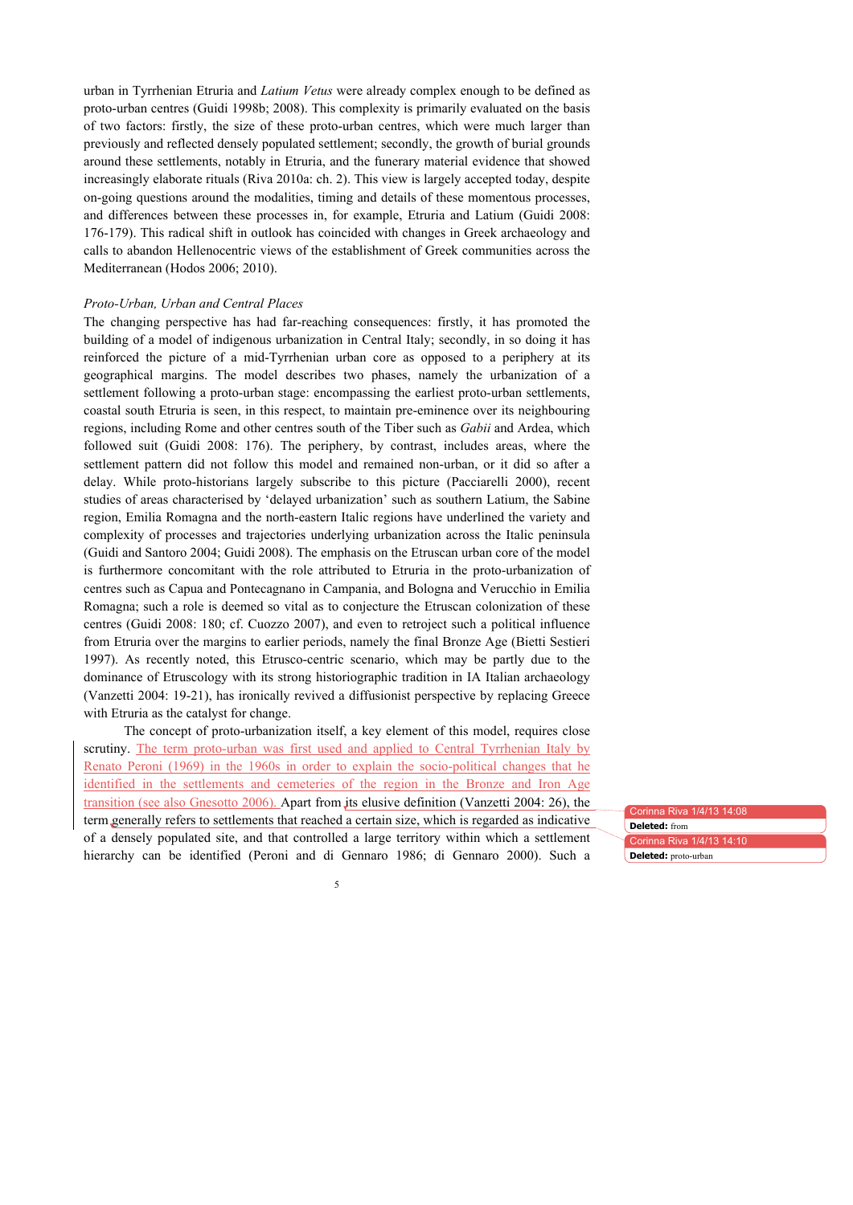urban in Tyrrhenian Etruria and *Latium Vetus* were already complex enough to be defined as proto-urban centres (Guidi 1998b; 2008). This complexity is primarily evaluated on the basis of two factors: firstly, the size of these proto-urban centres, which were much larger than previously and reflected densely populated settlement; secondly, the growth of burial grounds around these settlements, notably in Etruria, and the funerary material evidence that showed increasingly elaborate rituals (Riva 2010a: ch. 2). This view is largely accepted today, despite on-going questions around the modalities, timing and details of these momentous processes, and differences between these processes in, for example, Etruria and Latium (Guidi 2008: 176-179). This radical shift in outlook has coincided with changes in Greek archaeology and calls to abandon Hellenocentric views of the establishment of Greek communities across the Mediterranean (Hodos 2006; 2010).

*Proto-Urban, Urban and Central Places*

The changing perspective has had far-reaching consequences: firstly, it has promoted the building of a model of indigenous urbanization in Central Italy; secondly, in so doing it has reinforced the picture of a mid-Tyrrhenian urban core as opposed to a periphery at its geographical margins. The model describes two phases, namely the urbanization of a settlement following a proto-urban stage: encompassing the earliest proto-urban settlements, coastal south Etruria is seen, in this respect, to maintain pre-eminence over its neighbouring regions, including Rome and other centres south of the Tiber such as *Gabii* and Ardea, which followed suit (Guidi 2008: 176). The periphery, by contrast, includes areas, where the settlement pattern did not follow this model and remained non-urban, or it did so after a delay. While proto-historians largely subscribe to this picture (Pacciarelli 2000), recent studies of areas characterised by 'delayed urbanization' such as southern Latium, the Sabine region, Emilia Romagna and the north-eastern Italic regions have underlined the variety and complexity of processes and trajectories underlying urbanization across the Italic peninsula (Guidi and Santoro 2004; Guidi 2008). The emphasis on the Etruscan urban core of the model is furthermore concomitant with the role attributed to Etruria in the proto-urbanization of centres such as Capua and Pontecagnano in Campania, and Bologna and Verucchio in Emilia Romagna; such a role is deemed so vital as to conjecture the Etruscan colonization of these centres (Guidi 2008: 180; cf. Cuozzo 2007), and even to retroject such a political influence from Etruria over the margins to earlier periods, namely the final Bronze Age (Bietti Sestieri 1997). As recently noted, this Etrusco-centric scenario, which may be partly due to the dominance of Etruscology with its strong historiographic tradition in IA Italian archaeology (Vanzetti 2004: 19-21), has ironically revived a diffusionist perspective by replacing Greece with Etruria as the catalyst for change.

The concept of proto-urbanization itself, a key element of this model, requires close scrutiny. The term proto-urban was first used and applied to Central Tyrrhenian Italy by Renato Peroni (1969) in the 1960s in order to explain the socio-political changes that he identified in the settlements and cemeteries of the region in the Bronze and Iron Age transition (see also Gnesotto 2006). Apart from its elusive definition (Vanzetti 2004: 26), the term generally refers to settlements that reached a certain size, which is regarded as indicative of a densely populated site, and that controlled a large territory within which a settlement hierarchy can be identified (Peroni and di Gennaro 1986; di Gennaro 2000). Such a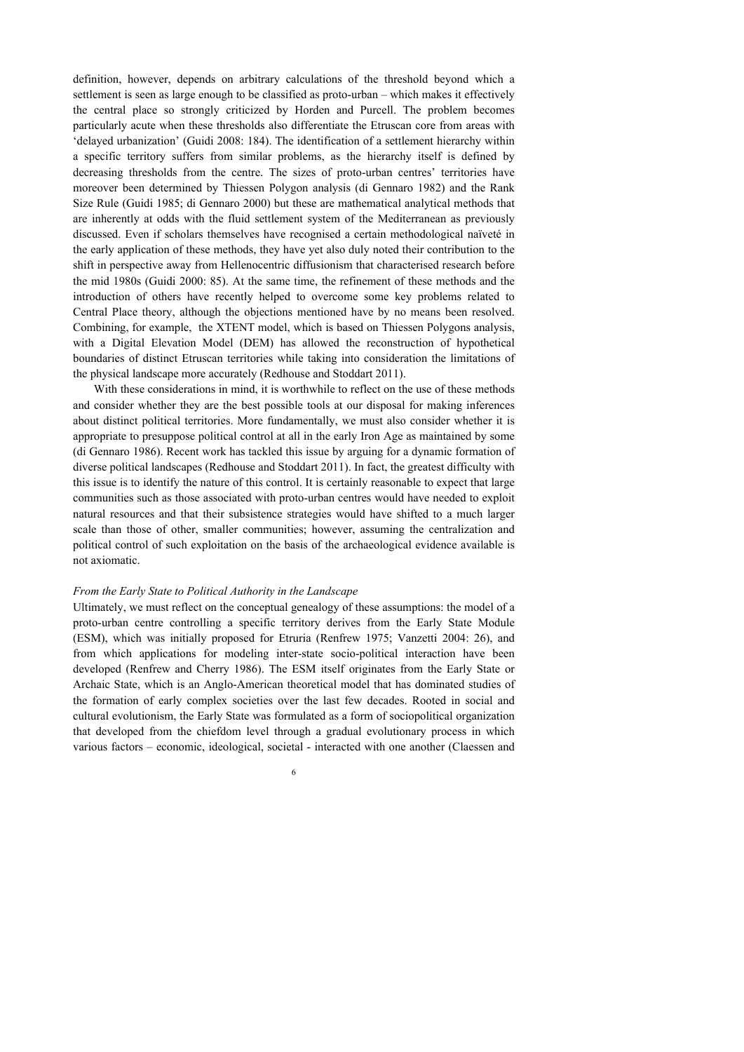definition, however, depends on arbitrary calculations of the threshold beyond which a settlement is seen as large enough to be classified as proto-urban – which makes it effectively the central place so strongly criticized by Horden and Purcell. The problem becomes particularly acute when these thresholds also differentiate the Etruscan core from areas with 'delayed urbanization' (Guidi 2008: 184). The identification of a settlement hierarchy within a specific territory suffers from similar problems, as the hierarchy itself is defined by decreasing thresholds from the centre. The sizes of proto-urban centres' territories have moreover been determined by Thiessen Polygon analysis (di Gennaro 1982) and the Rank Size Rule (Guidi 1985; di Gennaro 2000) but these are mathematical analytical methods that are inherently at odds with the fluid settlement system of the Mediterranean as previously discussed. Even if scholars themselves have recognised a certain methodological naïveté in the early application of these methods, they have yet also duly noted their contribution to the shift in perspective away from Hellenocentric diffusionism that characterised research before the mid 1980s (Guidi 2000: 85). At the same time, the refinement of these methods and the introduction of others have recently helped to overcome some key problems related to Central Place theory, although the objections mentioned have by no means been resolved. Combining, for example, the XTENT model, which is based on Thiessen Polygons analysis, with a Digital Elevation Model (DEM) has allowed the reconstruction of hypothetical boundaries of distinct Etruscan territories while taking into consideration the limitations of the physical landscape more accurately (Redhouse and Stoddart 2011).

With these considerations in mind, it is worthwhile to reflect on the use of these methods and consider whether they are the best possible tools at our disposal for making inferences about distinct political territories. More fundamentally, we must also consider whether it is appropriate to presuppose political control at all in the early Iron Age as maintained by some (di Gennaro 1986). Recent work has tackled this issue by arguing for a dynamic formation of diverse political landscapes (Redhouse and Stoddart 2011). In fact, the greatest difficulty with this issue is to identify the nature of this control. It is certainly reasonable to expect that large communities such as those associated with proto-urban centres would have needed to exploit natural resources and that their subsistence strategies would have shifted to a much larger scale than those of other, smaller communities; however, assuming the centralization and political control of such exploitation on the basis of the archaeological evidence available is not axiomatic.

### *From the Early State to Political Authority in the Landscape*

Ultimately, we must reflect on the conceptual genealogy of these assumptions: the model of a proto-urban centre controlling a specific territory derives from the Early State Module (ESM), which was initially proposed for Etruria (Renfrew 1975; Vanzetti 2004: 26), and from which applications for modeling inter-state socio-political interaction have been developed (Renfrew and Cherry 1986). The ESM itself originates from the Early State or Archaic State, which is an Anglo-American theoretical model that has dominated studies of the formation of early complex societies over the last few decades. Rooted in social and cultural evolutionism, the Early State was formulated as a form of sociopolitical organization that developed from the chiefdom level through a gradual evolutionary process in which various factors – economic, ideological, societal - interacted with one another (Claessen and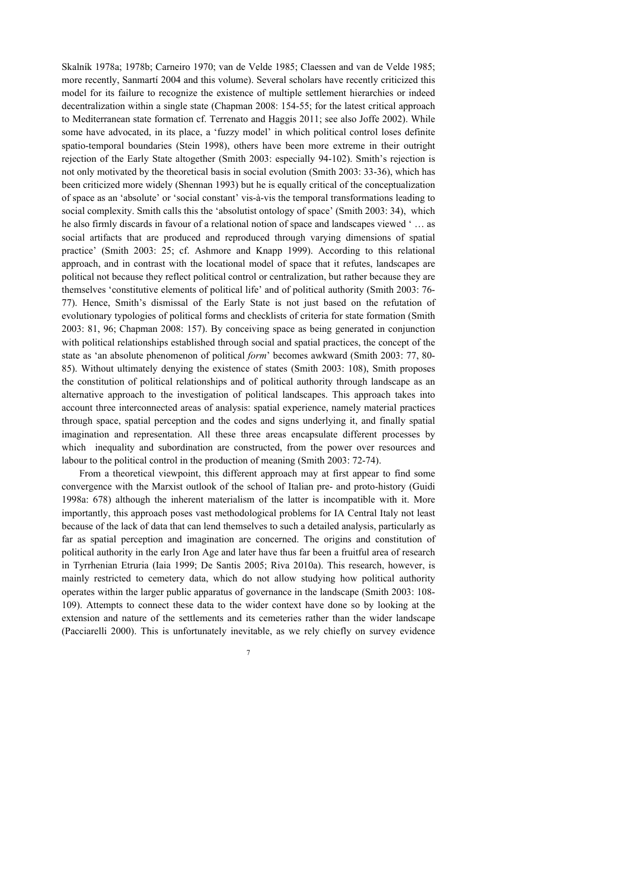Skalník 1978a; 1978b; Carneiro 1970; van de Velde 1985; Claessen and van de Velde 1985; more recently, Sanmartí 2004 and this volume). Several scholars have recently criticized this model for its failure to recognize the existence of multiple settlement hierarchies or indeed decentralization within a single state (Chapman 2008: 154-55; for the latest critical approach to Mediterranean state formation cf. Terrenato and Haggis 2011; see also Joffe 2002). While some have advocated, in its place, a 'fuzzy model' in which political control loses definite spatio-temporal boundaries (Stein 1998), others have been more extreme in their outright rejection of the Early State altogether (Smith 2003: especially 94-102). Smith's rejection is not only motivated by the theoretical basis in social evolution (Smith 2003: 33-36), which has been criticized more widely (Shennan 1993) but he is equally critical of the conceptualization of space as an 'absolute' or 'social constant' vis-à-vis the temporal transformations leading to social complexity. Smith calls this the 'absolutist ontology of space' (Smith 2003: 34), which he also firmly discards in favour of a relational notion of space and landscapes viewed ' … as social artifacts that are produced and reproduced through varying dimensions of spatial practice' (Smith 2003: 25; cf. Ashmore and Knapp 1999). According to this relational approach, and in contrast with the locational model of space that it refutes, landscapes are political not because they reflect political control or centralization, but rather because they are themselves 'constitutive elements of political life' and of political authority (Smith 2003: 76-77). Hence, Smith's dismissal of the Early State is not just based on the refutation of evolutionary typologies of political forms and checklists of criteria for state formation (Smith 2003: 81, 96; Chapman 2008: 157). By conceiving space as being generated in conjunction with political relationships established through social and spatial practices, the concept of the state as 'an absolute phenomenon of political *form*' becomes awkward (Smith 2003: 77, 80-85). Without ultimately denying the existence of states (Smith 2003: 108), Smith proposes the constitution of political relationships and of political authority through landscape as an alternative approach to the investigation of political landscapes. This approach takes into account three interconnected areas of analysis: spatial experience, namely material practices through space, spatial perception and the codes and signs underlying it, and finally spatial imagination and representation. All these three areas encapsulate different processes by which inequality and subordination are constructed, from the power over resources and labour to the political control in the production of meaning (Smith 2003: 72-74).

From a theoretical viewpoint, this different approach may at first appear to find some convergence with the Marxist outlook of the school of Italian pre- and proto-history (Guidi 1998a: 678) although the inherent materialism of the latter is incompatible with it. More importantly, this approach poses vast methodological problems for IA Central Italy not least because of the lack of data that can lend themselves to such a detailed analysis, particularly as far as spatial perception and imagination are concerned. The origins and constitution of political authority in the early Iron Age and later have thus far been a fruitful area of research in Tyrrhenian Etruria (Iaia 1999; De Santis 2005; Riva 2010a). This research, however, is mainly restricted to cemetery data, which do not allow studying how political authority operates within the larger public apparatus of governance in the landscape (Smith 2003: 108-109). Attempts to connect these data to the wider context have done so by looking at the extension and nature of the settlements and its cemeteries rather than the wider landscape (Pacciarelli 2000). This is unfortunately inevitable, as we rely chiefly on survey evidence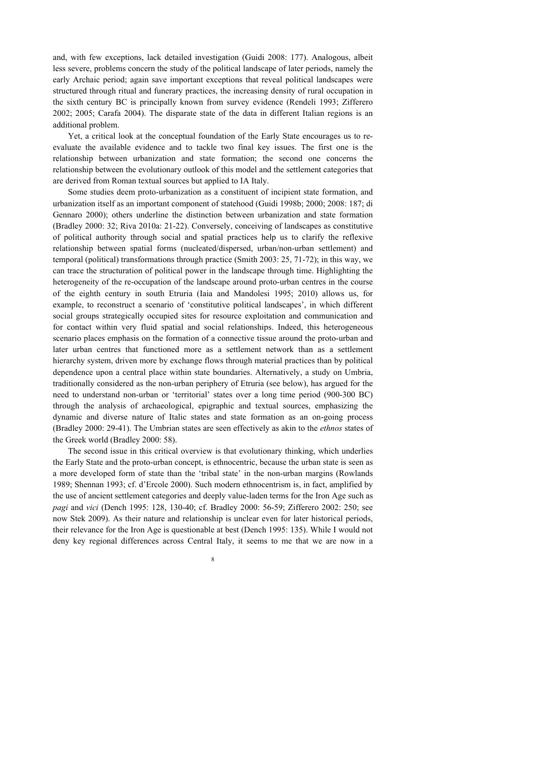and, with few exceptions, lack detailed investigation (Guidi 2008: 177). Analogous, albeit less severe, problems concern the study of the political landscape of later periods, namely the early Archaic period; again save important exceptions that reveal political landscapes were structured through ritual and funerary practices, the increasing density of rural occupation in the sixth century BC is principally known from survey evidence (Rendeli 1993; Zifferero 2002; 2005; Carafa 2004). The disparate state of the data in different Italian regions is an additional problem.

Yet, a critical look at the conceptual foundation of the Early State encourages us to re-evaluate the available evidence and to tackle two final key issues. The first one is the relationship between urbanization and state formation; the second one concerns the relationship between the evolutionary outlook of this model and the settlement categories that are derived from Roman textual sources but applied to IA Italy.

Some studies deem proto-urbanization as a constituent of incipient state formation, and urbanization itself as an important component of statehood (Guidi 1998b; 2000; 2008: 187; di Gennaro 2000); others underline the distinction between urbanization and state formation (Bradley 2000: 32; Riva 2010a: 21-22). Conversely, conceiving of landscapes as constitutive of political authority through social and spatial practices help us to clarify the reflexive relationship between spatial forms (nucleated/dispersed, urban/non-urban settlement) and temporal (political) transformations through practice (Smith 2003: 25, 71-72); in this way, we can trace the structuration of political power in the landscape through time. Highlighting the heterogeneity of the re-occupation of the landscape around proto-urban centres in the course of the eighth century in south Etruria (Iaia and Mandolesi 1995; 2010) allows us, for example, to reconstruct a scenario of 'constitutive political landscapes', in which different social groups strategically occupied sites for resource exploitation and communication and for contact within very fluid spatial and social relationships. Indeed, this heterogeneous scenario places emphasis on the formation of a connective tissue around the proto-urban and later urban centres that functioned more as a settlement network than as a settlement hierarchy system, driven more by exchange flows through material practices than by political dependence upon a central place within state boundaries. Alternatively, a study on Umbria, traditionally considered as the non-urban periphery of Etruria (see below), has argued for the need to understand non-urban or 'territorial' states over a long time period (900-300 BC) through the analysis of archaeological, epigraphic and textual sources, emphasizing the dynamic and diverse nature of Italic states and state formation as an on-going process (Bradley 2000: 29-41). The Umbrian states are seen effectively as akin to the *ethnos* states of the Greek world (Bradley 2000: 58).

The second issue in this critical overview is that evolutionary thinking, which underlies the Early State and the proto-urban concept, is ethnocentric, because the urban state is seen as a more developed form of state than the 'tribal state' in the non-urban margins (Rowlands 1989; Shennan 1993; cf. d'Ercole 2000). Such modern ethnocentrism is, in fact, amplified by the use of ancient settlement categories and deeply value-laden terms for the Iron Age such as *pagi* and *vici* (Dench 1995: 128, 130-40; cf. Bradley 2000: 56-59; Zifferero 2002: 250; see now Stek 2009). As their nature and relationship is unclear even for later historical periods, their relevance for the Iron Age is questionable at best (Dench 1995: 135). While I would not deny key regional differences across Central Italy, it seems to me that we are now in a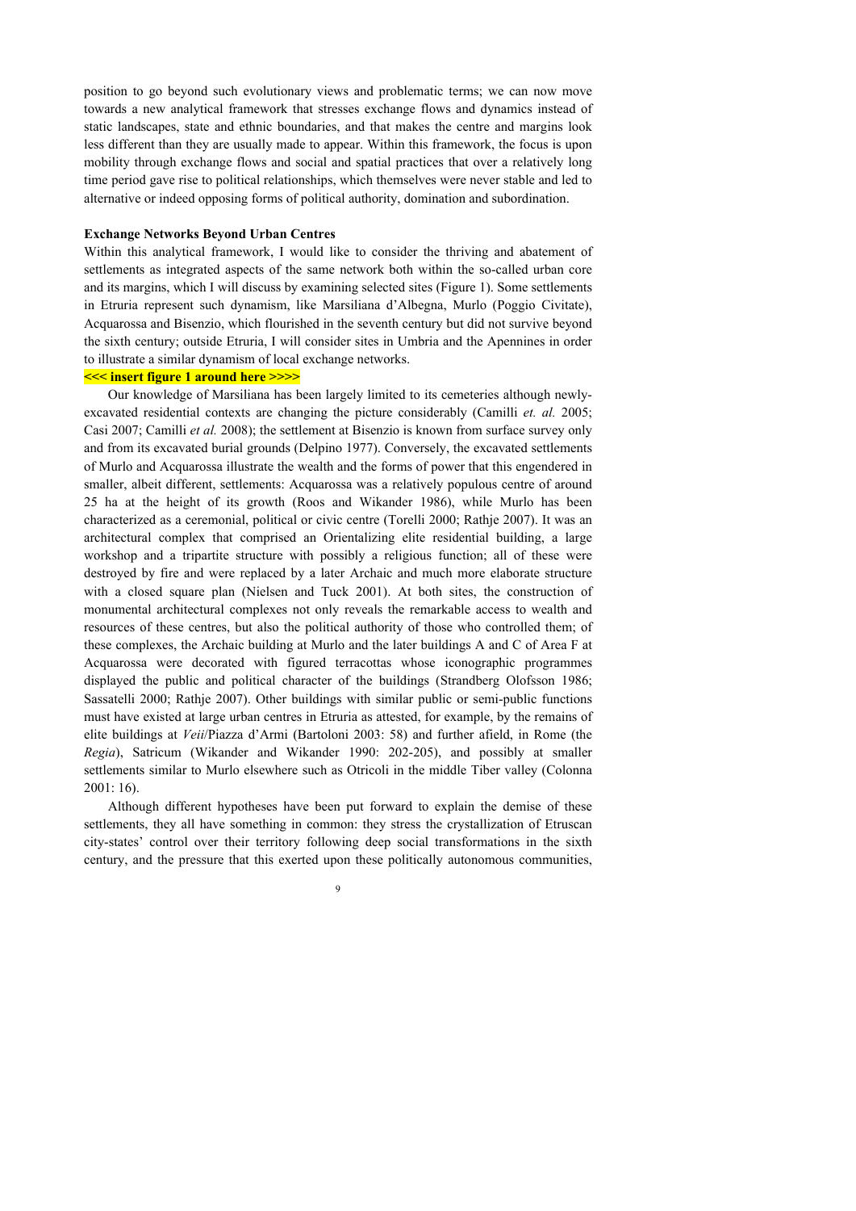position to go beyond such evolutionary views and problematic terms; we can now move towards a new analytical framework that stresses exchange flows and dynamics instead of static landscapes, state and ethnic boundaries, and that makes the centre and margins look less different than they are usually made to appear. Within this framework, the focus is upon mobility through exchange flows and social and spatial practices that over a relatively long time period gave rise to political relationships, which themselves were never stable and led to alternative or indeed opposing forms of political authority, domination and subordination.

**Exchange Networks Beyond Urban Centres**

Within this analytical framework, I would like to consider the thriving and abatement of settlements as integrated aspects of the same network both within the so-called urban core and its margins, which I will discuss by examining selected sites (Figure 1). Some settlements in Etruria represent such dynamism, like Marsiliana d'Albegna, Murlo (Poggio Civitate), Acquarossa and Bisenzio, which flourished in the seventh century but did not survive beyond the sixth century; outside Etruria, I will consider sites in Umbria and the Apennines in order to illustrate a similar dynamism of local exchange networks.

**<<< insert figure 1 around here >>>>**

Our knowledge of Marsiliana has been largely limited to its cemeteries although newly-excavated residential contexts are changing the picture considerably (Camilli *et. al.* 2005; Casi 2007; Camilli *et al.* 2008); the settlement at Bisenzio is known from surface survey only and from its excavated burial grounds (Delpino 1977). Conversely, the excavated settlements of Murlo and Acquarossa illustrate the wealth and the forms of power that this engendered in smaller, albeit different, settlements: Acquarossa was a relatively populous centre of around 25 ha at the height of its growth (Roos and Wikander 1986), while Murlo has been characterized as a ceremonial, political or civic centre (Torelli 2000; Rathje 2007). It was an architectural complex that comprised an Orientalizing elite residential building, a large workshop and a tripartite structure with possibly a religious function; all of these were destroyed by fire and were replaced by a later Archaic and much more elaborate structure with a closed square plan (Nielsen and Tuck 2001). At both sites, the construction of monumental architectural complexes not only reveals the remarkable access to wealth and resources of these centres, but also the political authority of those who controlled them; of these complexes, the Archaic building at Murlo and the later buildings A and C of Area F at Acquarossa were decorated with figured terracottas whose iconographic programmes displayed the public and political character of the buildings (Strandberg Olofsson 1986; Sassatelli 2000; Rathje 2007). Other buildings with similar public or semi-public functions must have existed at large urban centres in Etruria as attested, for example, by the remains of elite buildings at *Veii*/Piazza d'Armi (Bartoloni 2003: 58) and further afield, in Rome (the *Regia*), Satricum (Wikander and Wikander 1990: 202-205), and possibly at smaller settlements similar to Murlo elsewhere such as Otricoli in the middle Tiber valley (Colonna 2001: 16).

Although different hypotheses have been put forward to explain the demise of these settlements, they all have something in common: they stress the crystallization of Etruscan city-states' control over their territory following deep social transformations in the sixth century, and the pressure that this exerted upon these politically autonomous communities,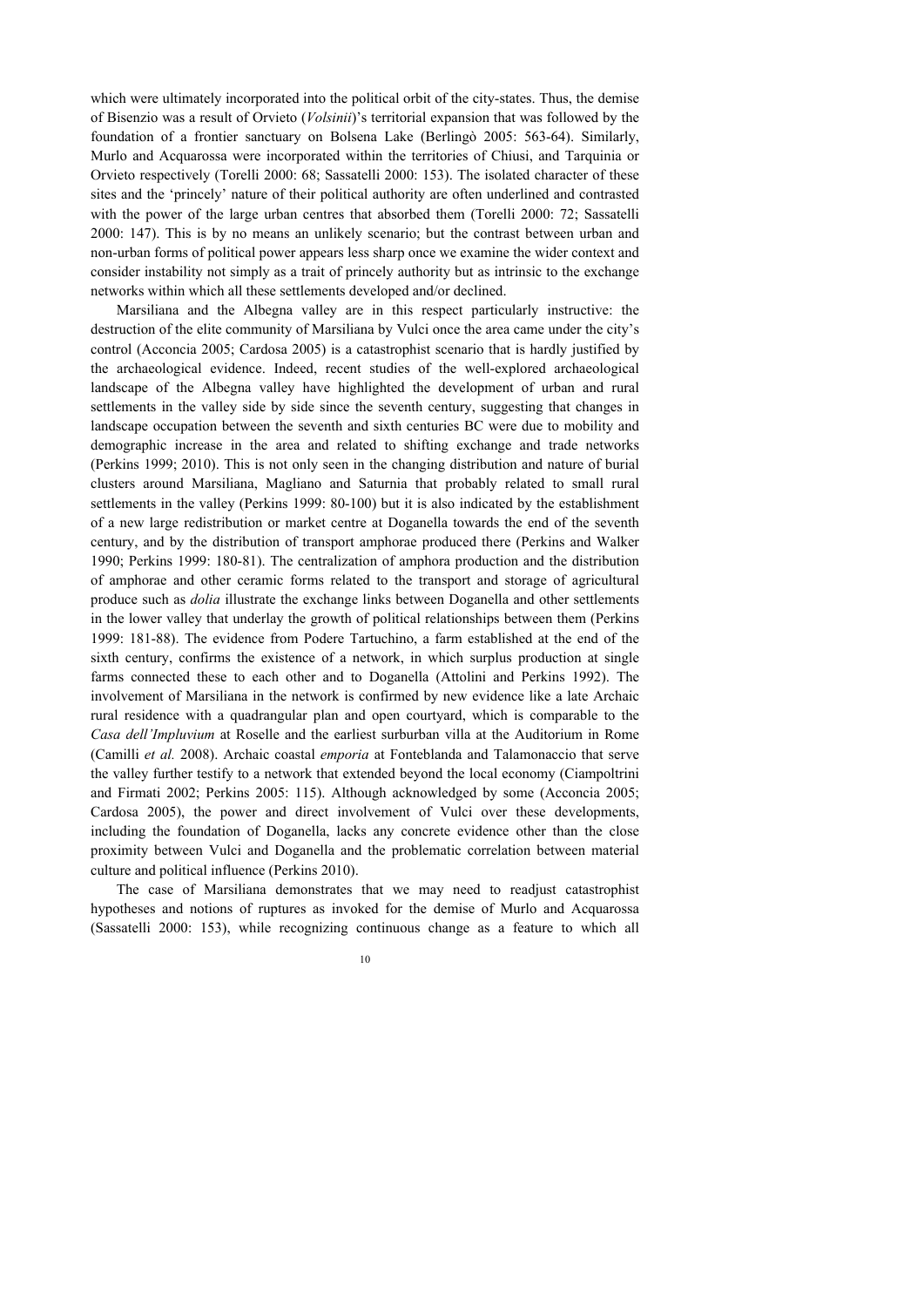which were ultimately incorporated into the political orbit of the city-states. Thus, the demise of Bisenzio was a result of Orvieto (*Volsinii*)'s territorial expansion that was followed by the foundation of a frontier sanctuary on Bolsena Lake (Berlingò 2005: 563-64). Similarly, Murlo and Acquarossa were incorporated within the territories of Chiusi, and Tarquinia or Orvieto respectively (Torelli 2000: 68; Sassatelli 2000: 153). The isolated character of these sites and the 'princely' nature of their political authority are often underlined and contrasted with the power of the large urban centres that absorbed them (Torelli 2000: 72; Sassatelli 2000: 147). This is by no means an unlikely scenario; but the contrast between urban and non-urban forms of political power appears less sharp once we examine the wider context and consider instability not simply as a trait of princely authority but as intrinsic to the exchange networks within which all these settlements developed and/or declined.

Marsiliana and the Albegna valley are in this respect particularly instructive: the destruction of the elite community of Marsiliana by Vulci once the area came under the city's control (Acconcia 2005; Cardosa 2005) is a catastrophist scenario that is hardly justified by the archaeological evidence. Indeed, recent studies of the well-explored archaeological landscape of the Albegna valley have highlighted the development of urban and rural settlements in the valley side by side since the seventh century, suggesting that changes in landscape occupation between the seventh and sixth centuries BC were due to mobility and demographic increase in the area and related to shifting exchange and trade networks (Perkins 1999; 2010). This is not only seen in the changing distribution and nature of burial clusters around Marsiliana, Magliano and Saturnia that probably related to small rural settlements in the valley (Perkins 1999: 80-100) but it is also indicated by the establishment of a new large redistribution or market centre at Doganella towards the end of the seventh century, and by the distribution of transport amphorae produced there (Perkins and Walker 1990; Perkins 1999: 180-81). The centralization of amphora production and the distribution of amphorae and other ceramic forms related to the transport and storage of agricultural produce such as *dolia* illustrate the exchange links between Doganella and other settlements in the lower valley that underlay the growth of political relationships between them (Perkins 1999: 181-88). The evidence from Podere Tartuchino, a farm established at the end of the sixth century, confirms the existence of a network, in which surplus production at single farms connected these to each other and to Doganella (Attolini and Perkins 1992). The involvement of Marsiliana in the network is confirmed by new evidence like a late Archaic rural residence with a quadrangular plan and open courtyard, which is comparable to the *Casa dell'Impluvium* at Roselle and the earliest surburban villa at the Auditorium in Rome (Camilli *et al.* 2008). Archaic coastal *emporia* at Fonteblanda and Talamonaccio that serve the valley further testify to a network that extended beyond the local economy (Ciampoltrini and Firmati 2002; Perkins 2005: 115). Although acknowledged by some (Acconcia 2005; Cardosa 2005), the power and direct involvement of Vulci over these developments, including the foundation of Doganella, lacks any concrete evidence other than the close proximity between Vulci and Doganella and the problematic correlation between material culture and political influence (Perkins 2010).

The case of Marsiliana demonstrates that we may need to readjust catastrophist hypotheses and notions of ruptures as invoked for the demise of Murlo and Acquarossa (Sassatelli 2000: 153), while recognizing continuous change as a feature to which all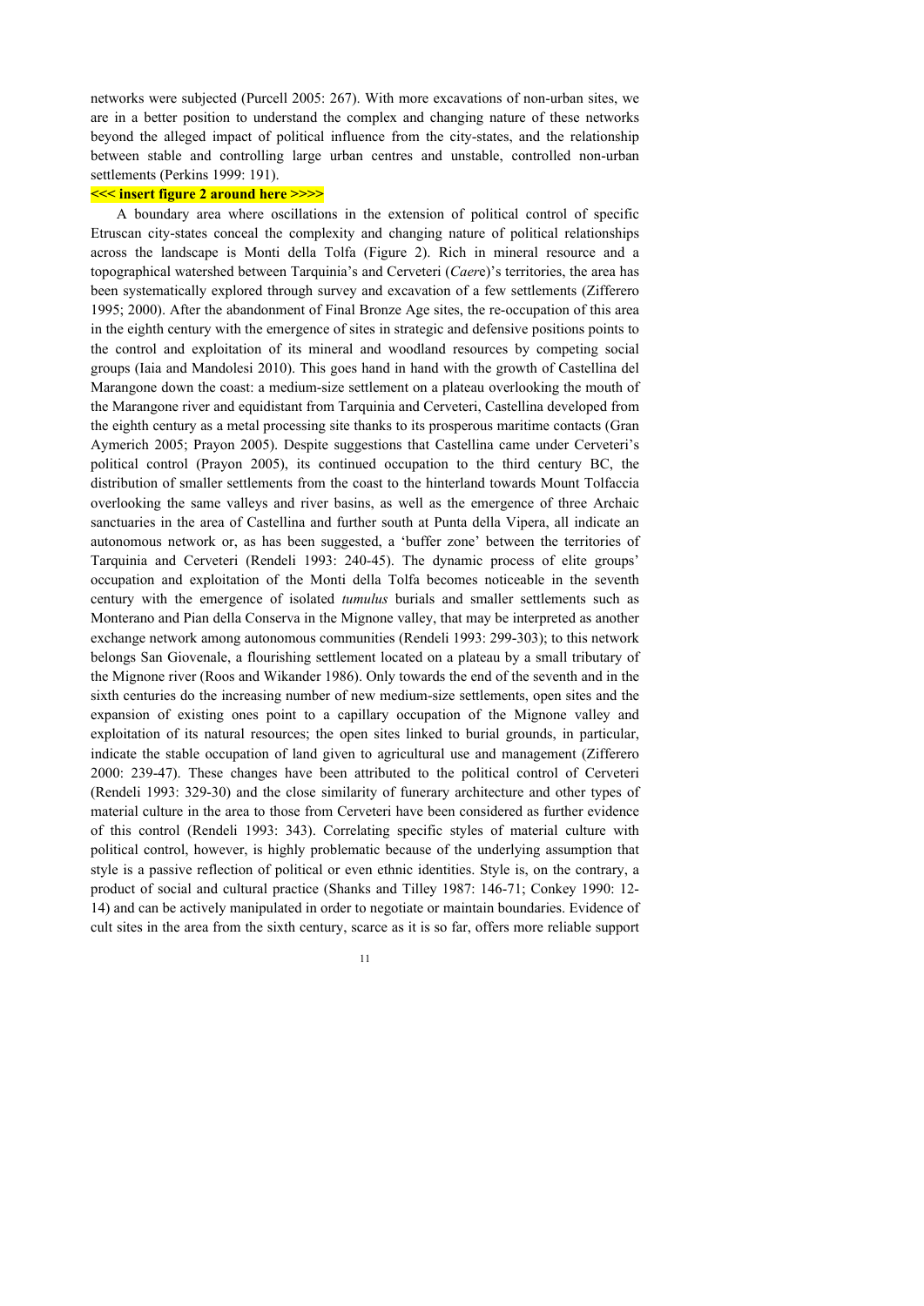networks were subjected (Purcell 2005: 267). With more excavations of non-urban sites, we are in a better position to understand the complex and changing nature of these networks beyond the alleged impact of political influence from the city-states, and the relationship between stable and controlling large urban centres and unstable, controlled non-urban settlements (Perkins 1999: 191).

**<<< insert figure 2 around here >>>>**

A boundary area where oscillations in the extension of political control of specific Etruscan city-states conceal the complexity and changing nature of political relationships across the landscape is Monti della Tolfa (Figure 2). Rich in mineral resource and a topographical watershed between Tarquinia's and Cerveteri (*Caer*e)'s territories, the area has been systematically explored through survey and excavation of a few settlements (Zifferero 1995; 2000). After the abandonment of Final Bronze Age sites, the re-occupation of this area in the eighth century with the emergence of sites in strategic and defensive positions points to the control and exploitation of its mineral and woodland resources by competing social groups (Iaia and Mandolesi 2010). This goes hand in hand with the growth of Castellina del Marangone down the coast: a medium-size settlement on a plateau overlooking the mouth of the Marangone river and equidistant from Tarquinia and Cerveteri, Castellina developed from the eighth century as a metal processing site thanks to its prosperous maritime contacts (Gran Aymerich 2005; Prayon 2005). Despite suggestions that Castellina came under Cerveteri's political control (Prayon 2005), its continued occupation to the third century BC, the distribution of smaller settlements from the coast to the hinterland towards Mount Tolfaccia overlooking the same valleys and river basins, as well as the emergence of three Archaic sanctuaries in the area of Castellina and further south at Punta della Vipera, all indicate an autonomous network or, as has been suggested, a 'buffer zone' between the territories of Tarquinia and Cerveteri (Rendeli 1993: 240-45). The dynamic process of elite groups' occupation and exploitation of the Monti della Tolfa becomes noticeable in the seventh century with the emergence of isolated *tumulus* burials and smaller settlements such as Monterano and Pian della Conserva in the Mignone valley, that may be interpreted as another exchange network among autonomous communities (Rendeli 1993: 299-303); to this network belongs San Giovenale, a flourishing settlement located on a plateau by a small tributary of the Mignone river (Roos and Wikander 1986). Only towards the end of the seventh and in the sixth centuries do the increasing number of new medium-size settlements, open sites and the expansion of existing ones point to a capillary occupation of the Mignone valley and exploitation of its natural resources; the open sites linked to burial grounds, in particular, indicate the stable occupation of land given to agricultural use and management (Zifferero 2000: 239-47). These changes have been attributed to the political control of Cerveteri (Rendeli 1993: 329-30) and the close similarity of funerary architecture and other types of material culture in the area to those from Cerveteri have been considered as further evidence of this control (Rendeli 1993: 343). Correlating specific styles of material culture with political control, however, is highly problematic because of the underlying assumption that style is a passive reflection of political or even ethnic identities. Style is, on the contrary, a product of social and cultural practice (Shanks and Tilley 1987: 146-71; Conkey 1990: 12-14) and can be actively manipulated in order to negotiate or maintain boundaries. Evidence of cult sites in the area from the sixth century, scarce as it is so far, offers more reliable support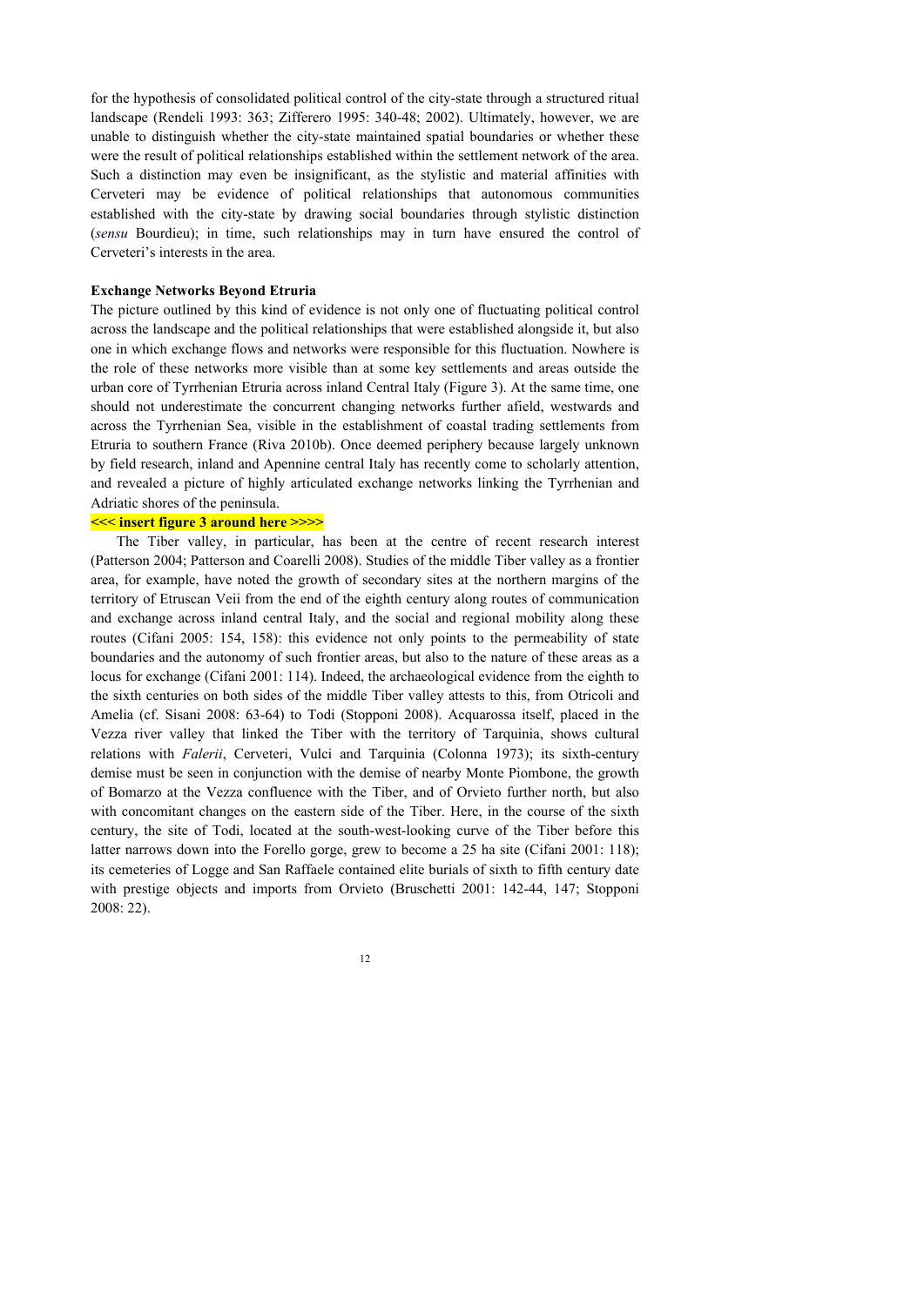for the hypothesis of consolidated political control of the city-state through a structured ritual landscape (Rendeli 1993: 363; Zifferero 1995: 340-48; 2002). Ultimately, however, we are unable to distinguish whether the city-state maintained spatial boundaries or whether these were the result of political relationships established within the settlement network of the area. Such a distinction may even be insignificant, as the stylistic and material affinities with Cerveteri may be evidence of political relationships that autonomous communities established with the city-state by drawing social boundaries through stylistic distinction (*sensu* Bourdieu); in time, such relationships may in turn have ensured the control of Cerveteri's interests in the area.

**Exchange Networks Beyond Etruria**

The picture outlined by this kind of evidence is not only one of fluctuating political control across the landscape and the political relationships that were established alongside it, but also one in which exchange flows and networks were responsible for this fluctuation. Nowhere is the role of these networks more visible than at some key settlements and areas outside the urban core of Tyrrhenian Etruria across inland Central Italy (Figure 3). At the same time, one should not underestimate the concurrent changing networks further afield, westwards and across the Tyrrhenian Sea, visible in the establishment of coastal trading settlements from Etruria to southern France (Riva 2010b). Once deemed periphery because largely unknown by field research, inland and Apennine central Italy has recently come to scholarly attention, and revealed a picture of highly articulated exchange networks linking the Tyrrhenian and Adriatic shores of the peninsula.

**<<< insert figure 3 around here >>>>**

The Tiber valley, in particular, has been at the centre of recent research interest (Patterson 2004; Patterson and Coarelli 2008). Studies of the middle Tiber valley as a frontier area, for example, have noted the growth of secondary sites at the northern margins of the territory of Etruscan Veii from the end of the eighth century along routes of communication and exchange across inland central Italy, and the social and regional mobility along these routes (Cifani 2005: 154, 158): this evidence not only points to the permeability of state boundaries and the autonomy of such frontier areas, but also to the nature of these areas as a locus for exchange (Cifani 2001: 114). Indeed, the archaeological evidence from the eighth to the sixth centuries on both sides of the middle Tiber valley attests to this, from Otricoli and Amelia (cf. Sisani 2008: 63-64) to Todi (Stopponi 2008). Acquarossa itself, placed in the Vezza river valley that linked the Tiber with the territory of Tarquinia, shows cultural relations with *Falerii*, Cerveteri, Vulci and Tarquinia (Colonna 1973); its sixth-century demise must be seen in conjunction with the demise of nearby Monte Piombone, the growth of Bomarzo at the Vezza confluence with the Tiber, and of Orvieto further north, but also with concomitant changes on the eastern side of the Tiber. Here, in the course of the sixth century, the site of Todi, located at the south-west-looking curve of the Tiber before this latter narrows down into the Forello gorge, grew to become a 25 ha site (Cifani 2001: 118); its cemeteries of Logge and San Raffaele contained elite burials of sixth to fifth century date with prestige objects and imports from Orvieto (Bruschetti 2001: 142-44, 147; Stopponi 2008: 22).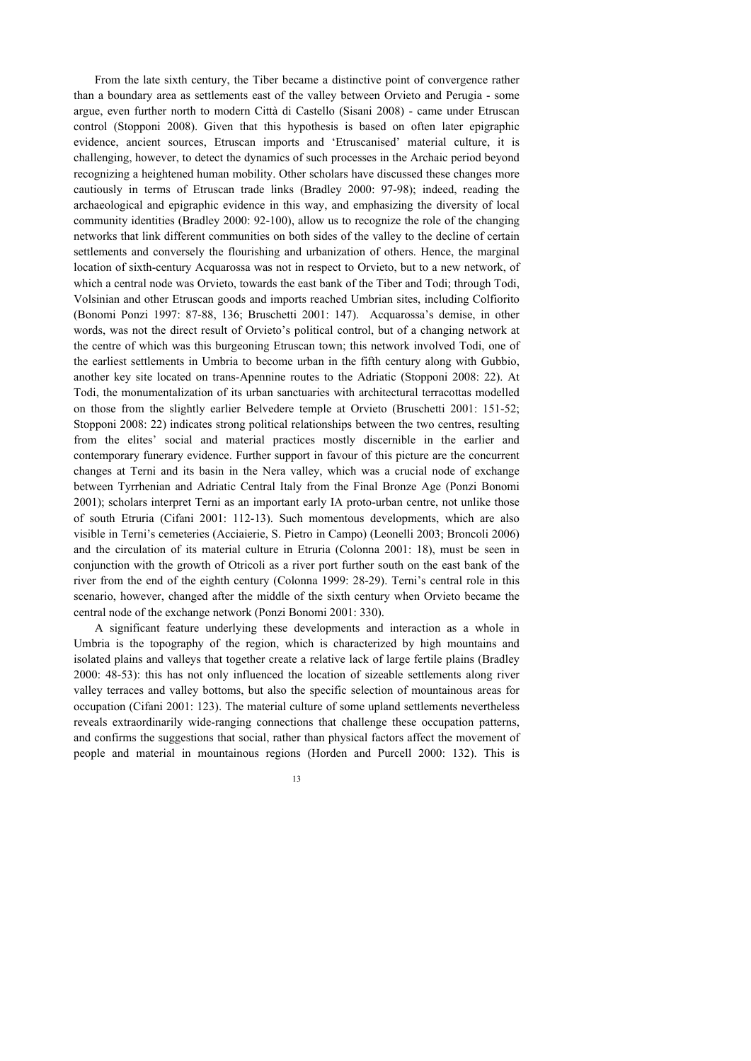From the late sixth century, the Tiber became a distinctive point of convergence rather than a boundary area as settlements east of the valley between Orvieto and Perugia - some argue, even further north to modern Città di Castello (Sisani 2008) - came under Etruscan control (Stopponi 2008). Given that this hypothesis is based on often later epigraphic evidence, ancient sources, Etruscan imports and 'Etruscanised' material culture, it is challenging, however, to detect the dynamics of such processes in the Archaic period beyond recognizing a heightened human mobility. Other scholars have discussed these changes more cautiously in terms of Etruscan trade links (Bradley 2000: 97-98); indeed, reading the archaeological and epigraphic evidence in this way, and emphasizing the diversity of local community identities (Bradley 2000: 92-100), allow us to recognize the role of the changing networks that link different communities on both sides of the valley to the decline of certain settlements and conversely the flourishing and urbanization of others. Hence, the marginal location of sixth-century Acquarossa was not in respect to Orvieto, but to a new network, of which a central node was Orvieto, towards the east bank of the Tiber and Todi; through Todi, Volsinian and other Etruscan goods and imports reached Umbrian sites, including Colfiorito (Bonomi Ponzi 1997: 87-88, 136; Bruschetti 2001: 147). Acquarossa's demise, in other words, was not the direct result of Orvieto's political control, but of a changing network at the centre of which was this burgeoning Etruscan town; this network involved Todi, one of the earliest settlements in Umbria to become urban in the fifth century along with Gubbio, another key site located on trans-Apennine routes to the Adriatic (Stopponi 2008: 22). At Todi, the monumentalization of its urban sanctuaries with architectural terracottas modelled on those from the slightly earlier Belvedere temple at Orvieto (Bruschetti 2001: 151-52; Stopponi 2008: 22) indicates strong political relationships between the two centres, resulting from the elites' social and material practices mostly discernible in the earlier and contemporary funerary evidence. Further support in favour of this picture are the concurrent changes at Terni and its basin in the Nera valley, which was a crucial node of exchange between Tyrrhenian and Adriatic Central Italy from the Final Bronze Age (Ponzi Bonomi 2001); scholars interpret Terni as an important early IA proto-urban centre, not unlike those of south Etruria (Cifani 2001: 112-13). Such momentous developments, which are also visible in Terni's cemeteries (Acciaierie, S. Pietro in Campo) (Leonelli 2003; Broncoli 2006) and the circulation of its material culture in Etruria (Colonna 2001: 18), must be seen in conjunction with the growth of Otricoli as a river port further south on the east bank of the river from the end of the eighth century (Colonna 1999: 28-29). Terni's central role in this scenario, however, changed after the middle of the sixth century when Orvieto became the central node of the exchange network (Ponzi Bonomi 2001: 330).

A significant feature underlying these developments and interaction as a whole in Umbria is the topography of the region, which is characterized by high mountains and isolated plains and valleys that together create a relative lack of large fertile plains (Bradley 2000: 48-53): this has not only influenced the location of sizeable settlements along river valley terraces and valley bottoms, but also the specific selection of mountainous areas for occupation (Cifani 2001: 123). The material culture of some upland settlements nevertheless reveals extraordinarily wide-ranging connections that challenge these occupation patterns, and confirms the suggestions that social, rather than physical factors affect the movement of people and material in mountainous regions (Horden and Purcell 2000: 132). This is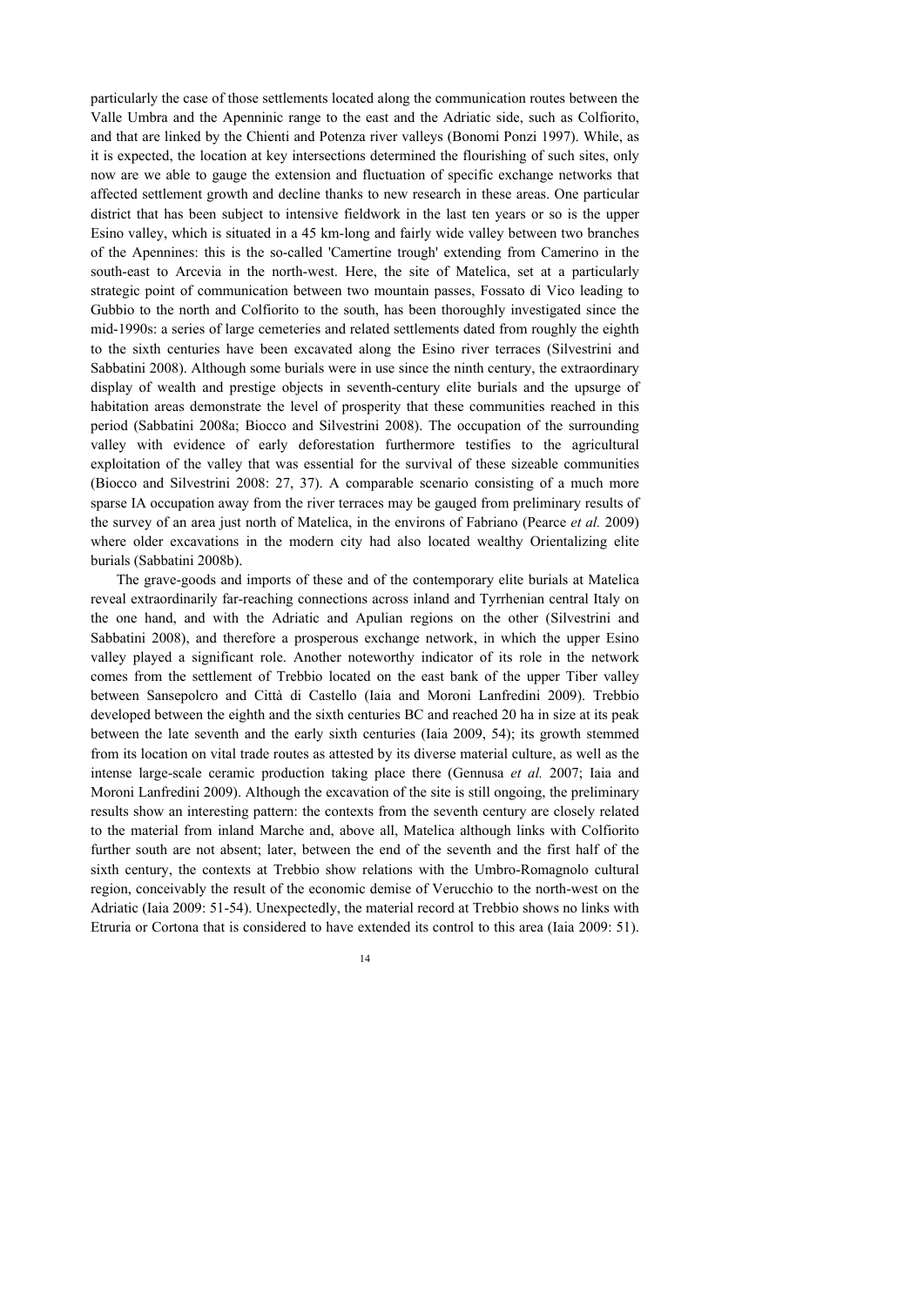particularly the case of those settlements located along the communication routes between the Valle Umbra and the Apenninic range to the east and the Adriatic side, such as Colfiorito, and that are linked by the Chienti and Potenza river valleys (Bonomi Ponzi 1997). While, as it is expected, the location at key intersections determined the flourishing of such sites, only now are we able to gauge the extension and fluctuation of specific exchange networks that affected settlement growth and decline thanks to new research in these areas. One particular district that has been subject to intensive fieldwork in the last ten years or so is the upper Esino valley, which is situated in a 45 km-long and fairly wide valley between two branches of the Apennines: this is the so-called 'Camertine trough' extending from Camerino in the south-east to Arcevia in the north-west. Here, the site of Matelica, set at a particularly strategic point of communication between two mountain passes, Fossato di Vico leading to Gubbio to the north and Colfiorito to the south, has been thoroughly investigated since the mid-1990s: a series of large cemeteries and related settlements dated from roughly the eighth to the sixth centuries have been excavated along the Esino river terraces (Silvestrini and Sabbatini 2008). Although some burials were in use since the ninth century, the extraordinary display of wealth and prestige objects in seventh-century elite burials and the upsurge of habitation areas demonstrate the level of prosperity that these communities reached in this period (Sabbatini 2008a; Biocco and Silvestrini 2008). The occupation of the surrounding valley with evidence of early deforestation furthermore testifies to the agricultural exploitation of the valley that was essential for the survival of these sizeable communities (Biocco and Silvestrini 2008: 27, 37). A comparable scenario consisting of a much more sparse IA occupation away from the river terraces may be gauged from preliminary results of the survey of an area just north of Matelica, in the environs of Fabriano (Pearce *et al.* 2009) where older excavations in the modern city had also located wealthy Orientalizing elite burials (Sabbatini 2008b).

The grave-goods and imports of these and of the contemporary elite burials at Matelica reveal extraordinarily far-reaching connections across inland and Tyrrhenian central Italy on the one hand, and with the Adriatic and Apulian regions on the other (Silvestrini and Sabbatini 2008), and therefore a prosperous exchange network, in which the upper Esino valley played a significant role. Another noteworthy indicator of its role in the network comes from the settlement of Trebbio located on the east bank of the upper Tiber valley between Sansepolcro and Città di Castello (Iaia and Moroni Lanfredini 2009). Trebbio developed between the eighth and the sixth centuries BC and reached 20 ha in size at its peak between the late seventh and the early sixth centuries (Iaia 2009, 54); its growth stemmed from its location on vital trade routes as attested by its diverse material culture, as well as the intense large-scale ceramic production taking place there (Gennusa *et al.* 2007; Iaia and Moroni Lanfredini 2009). Although the excavation of the site is still ongoing, the preliminary results show an interesting pattern: the contexts from the seventh century are closely related to the material from inland Marche and, above all, Matelica although links with Colfiorito further south are not absent; later, between the end of the seventh and the first half of the sixth century, the contexts at Trebbio show relations with the Umbro-Romagnolo cultural region, conceivably the result of the economic demise of Verucchio to the north-west on the Adriatic (Iaia 2009: 51-54). Unexpectedly, the material record at Trebbio shows no links with Etruria or Cortona that is considered to have extended its control to this area (Iaia 2009: 51).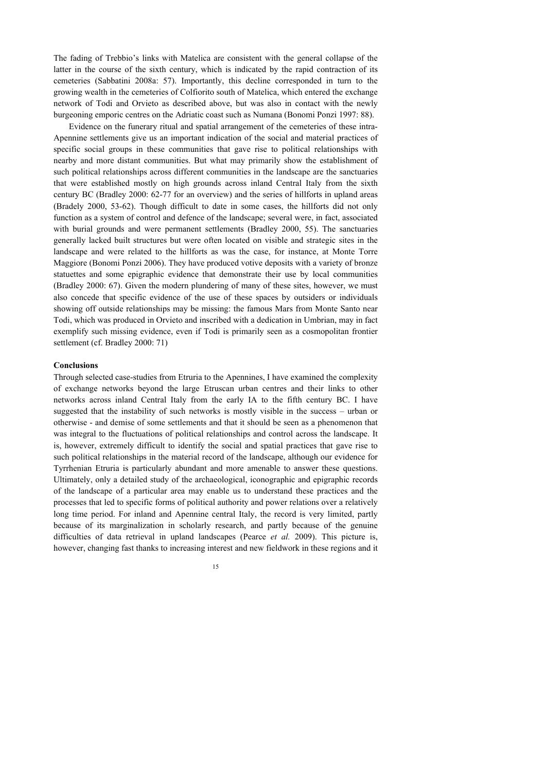The fading of Trebbio's links with Matelica are consistent with the general collapse of the latter in the course of the sixth century, which is indicated by the rapid contraction of its cemeteries (Sabbatini 2008a: 57). Importantly, this decline corresponded in turn to the growing wealth in the cemeteries of Colfiorito south of Matelica, which entered the exchange network of Todi and Orvieto as described above, but was also in contact with the newly burgeoning emporic centres on the Adriatic coast such as Numana (Bonomi Ponzi 1997: 88).

Evidence on the funerary ritual and spatial arrangement of the cemeteries of these intra-Apennine settlements give us an important indication of the social and material practices of specific social groups in these communities that gave rise to political relationships with nearby and more distant communities. But what may primarily show the establishment of such political relationships across different communities in the landscape are the sanctuaries that were established mostly on high grounds across inland Central Italy from the sixth century BC (Bradley 2000: 62-77 for an overview) and the series of hillforts in upland areas (Bradely 2000, 53-62). Though difficult to date in some cases, the hillforts did not only function as a system of control and defence of the landscape; several were, in fact, associated with burial grounds and were permanent settlements (Bradley 2000, 55). The sanctuaries generally lacked built structures but were often located on visible and strategic sites in the landscape and were related to the hillforts as was the case, for instance, at Monte Torre Maggiore (Bonomi Ponzi 2006). They have produced votive deposits with a variety of bronze statuettes and some epigraphic evidence that demonstrate their use by local communities (Bradley 2000: 67). Given the modern plundering of many of these sites, however, we must also concede that specific evidence of the use of these spaces by outsiders or individuals showing off outside relationships may be missing: the famous Mars from Monte Santo near Todi, which was produced in Orvieto and inscribed with a dedication in Umbrian, may in fact exemplify such missing evidence, even if Todi is primarily seen as a cosmopolitan frontier settlement (cf. Bradley 2000: 71)

**Conclusions**

Through selected case-studies from Etruria to the Apennines, I have examined the complexity of exchange networks beyond the large Etruscan urban centres and their links to other networks across inland Central Italy from the early IA to the fifth century BC. I have suggested that the instability of such networks is mostly visible in the success – urban or otherwise - and demise of some settlements and that it should be seen as a phenomenon that was integral to the fluctuations of political relationships and control across the landscape. It is, however, extremely difficult to identify the social and spatial practices that gave rise to such political relationships in the material record of the landscape, although our evidence for Tyrrhenian Etruria is particularly abundant and more amenable to answer these questions. Ultimately, only a detailed study of the archaeological, iconographic and epigraphic records of the landscape of a particular area may enable us to understand these practices and the processes that led to specific forms of political authority and power relations over a relatively long time period. For inland and Apennine central Italy, the record is very limited, partly because of its marginalization in scholarly research, and partly because of the genuine difficulties of data retrieval in upland landscapes (Pearce *et al.* 2009). This picture is, however, changing fast thanks to increasing interest and new fieldwork in these regions and it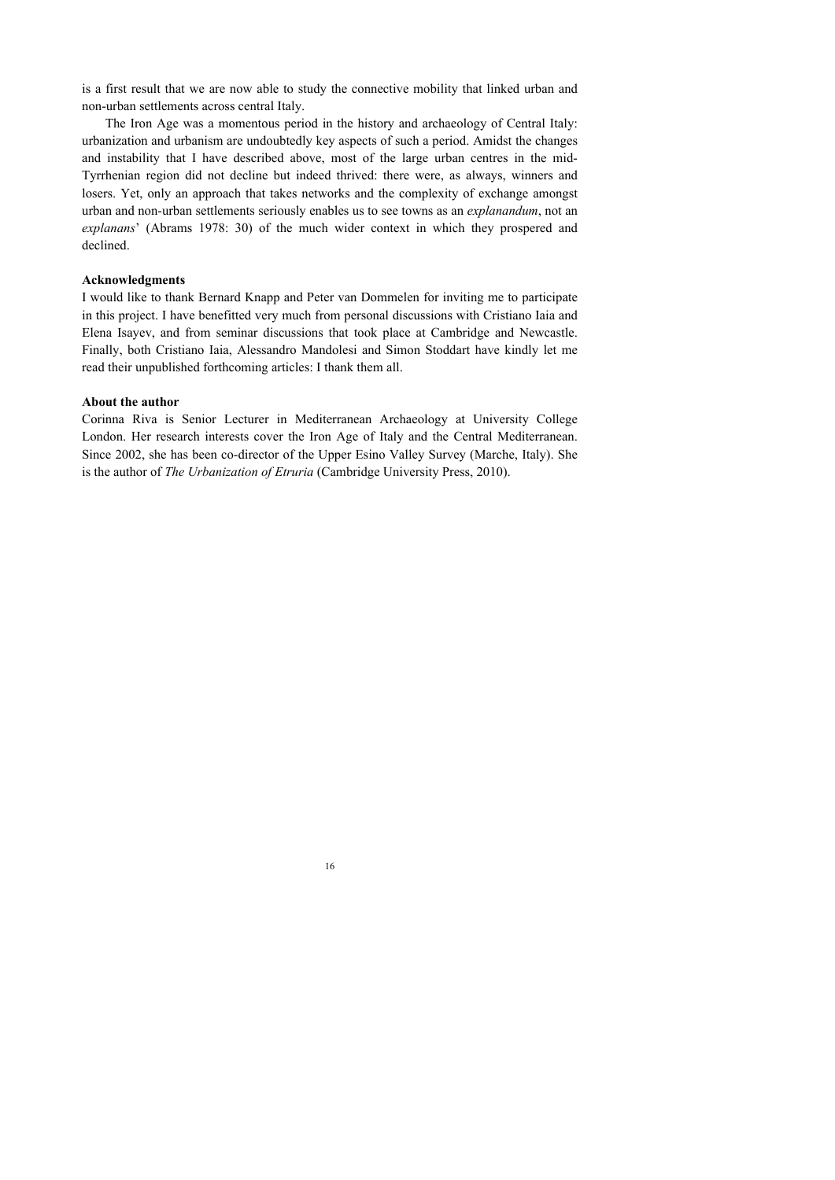is a first result that we are now able to study the connective mobility that linked urban and non-urban settlements across central Italy.

The Iron Age was a momentous period in the history and archaeology of Central Italy: urbanization and urbanism are undoubtedly key aspects of such a period. Amidst the changes and instability that I have described above, most of the large urban centres in the mid-Tyrrhenian region did not decline but indeed thrived: there were, as always, winners and losers. Yet, only an approach that takes networks and the complexity of exchange amongst urban and non-urban settlements seriously enables us to see towns as an *explanandum*, not an *explanans*' (Abrams 1978: 30) of the much wider context in which they prospered and declined.

**Acknowledgments**

I would like to thank Bernard Knapp and Peter van Dommelen for inviting me to participate in this project. I have benefitted very much from personal discussions with Cristiano Iaia and Elena Isayev, and from seminar discussions that took place at Cambridge and Newcastle. Finally, both Cristiano Iaia, Alessandro Mandolesi and Simon Stoddart have kindly let me read their unpublished forthcoming articles: I thank them all.

**About the author**

Corinna Riva is Senior Lecturer in Mediterranean Archaeology at University College London. Her research interests cover the Iron Age of Italy and the Central Mediterranean. Since 2002, she has been co-director of the Upper Esino Valley Survey (Marche, Italy). She is the author of *The Urbanization of Etruria* (Cambridge University Press, 2010).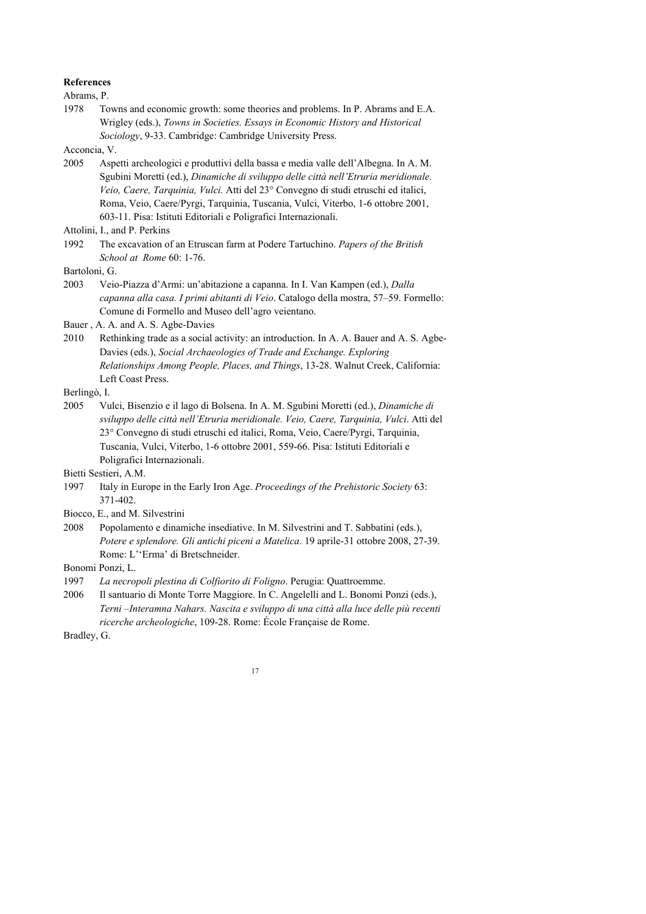**References**

Abrams, P.

1978 Towns and economic growth: some theories and problems. In P. Abrams and E.A. Wrigley (eds.), *Towns in Societies. Essays in Economic History and Historical Sociology*, 9-33. Cambridge: Cambridge University Press.

Acconcia, V.

2005 Aspetti archeologici e produttivi della bassa e media valle dell'Albegna. In A. M. Sgubini Moretti (ed.), *Dinamiche di sviluppo delle città nell'Etruria meridionale. Veio, Caere, Tarquinia, Vulci.* Atti del 23° Convegno di studi etruschi ed italici, Roma, Veio, Caere/Pyrgi, Tarquinia, Tuscania, Vulci, Viterbo, 1-6 ottobre 2001, 603-11. Pisa: Istituti Editoriali e Poligrafici Internazionali.

Attolini, I., and P. Perkins

1992 The excavation of an Etruscan farm at Podere Tartuchino. *Papers of the British School at Rome* 60: 1-76.

Bartoloni, G.

2003 Veio-Piazza d'Armi: un'abitazione a capanna. In I. Van Kampen (ed.), *Dalla capanna alla casa. I primi abitanti di Veio*. Catalogo della mostra, 57–59. Formello: Comune di Formello and Museo dell'agro veientano.

Bauer , A. A. and A. S. Agbe-Davies

2010 Rethinking trade as a social activity: an introduction. In A. A. Bauer and A. S. Agbe-Davies (eds.), *Social Archaeologies of Trade and Exchange. Exploring Relationships Among People, Places, and Things*, 13-28. Walnut Creek, California: Left Coast Press.

Berlingò, I.

2005 Vulci, Bisenzio e il lago di Bolsena. In A. M. Sgubini Moretti (ed.), *Dinamiche di sviluppo delle città nell'Etruria meridionale. Veio, Caere, Tarquinia, Vulci*. Atti del 23° Convegno di studi etruschi ed italici, Roma, Veio, Caere/Pyrgi, Tarquinia, Tuscania, Vulci, Viterbo, 1-6 ottobre 2001, 559-66. Pisa: Istituti Editoriali e Poligrafici Internazionali.

Bietti Sestieri, A.M.

1997 Italy in Europe in the Early Iron Age. *Proceedings of the Prehistoric Society* 63: 371-402.

Biocco, E., and M. Silvestrini

2008 Popolamento e dinamiche insediative. In M. Silvestrini and T. Sabbatini (eds.), *Potere e splendore. Gli antichi piceni a Matelica*. 19 aprile-31 ottobre 2008, 27-39. Rome: L''Erma' di Bretschneider.

Bonomi Ponzi, L.

1997 *La necropoli plestina di Colfiorito di Foligno*. Perugia: Quattroemme.

2006 Il santuario di Monte Torre Maggiore. In C. Angelelli and L. Bonomi Ponzi (eds.), *Terni –Interamna Nahars. Nascita e sviluppo di una città alla luce delle più recenti ricerche archeologiche*, 109-28. Rome: École Française de Rome.

Bradley, G.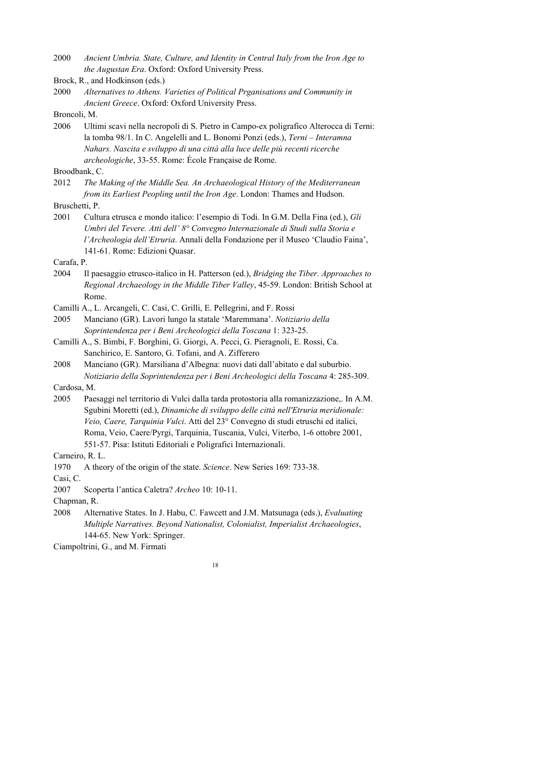2000 *Ancient Umbria. State, Culture, and Identity in Central Italy from the Iron Age to the Augustan Era*. Oxford: Oxford University Press.

Brock, R., and Hodkinson (eds.)

2000 *Alternatives to Athens. Varieties of Political Prganisations and Community in Ancient Greece*. Oxford: Oxford University Press.

Broncoli, M.

2006 Ultimi scavi nella necropoli di S. Pietro in Campo-ex poligrafico Alterocca di Terni: la tomba 98/1. In C. Angelelli and L. Bonomi Ponzi (eds.), *Terni – Interamna Nahars. Nascita e sviluppo di una città alla luce delle più recenti ricerche archeologiche*, 33-55. Rome: École Française de Rome.

Broodbank, C.

2012 *The Making of the Middle Sea. An Archaeological History of the Mediterranean from its Earliest Peopling until the Iron Age*. London: Thames and Hudson.

Bruschetti, P.

2001 Cultura etrusca e mondo italico: l'esempio di Todi. In G.M. Della Fina (ed.), *Gli Umbri del Tevere. Atti dell' 8° Convegno Internazionale di Studi sulla Storia e l'Archeologia dell'Etruria*. Annali della Fondazione per il Museo 'Claudio Faina', 141-61. Rome: Edizioni Quasar.

Carafa, P.

2004 Il paesaggio etrusco-italico in H. Patterson (ed.), *Bridging the Tiber. Approaches to Regional Archaeology in the Middle Tiber Valley*, 45-59. London: British School at Rome.

Camilli A., L. Arcangeli, C. Casi, C. Grilli, E. Pellegrini, and F. Rossi

2005 Manciano (GR). Lavori lungo la statale 'Maremmana'. *Notiziario della Soprintendenza per i Beni Archeologici della Toscana* 1: 323-25.

Camilli A., S. Bimbi, F. Borghini, G. Giorgi, A. Pecci, G. Pieragnoli, E. Rossi, Ca. Sanchirico, E. Santoro, G. Tofani, and A. Zifferero

2008 Manciano (GR). Marsiliana d'Albegna: nuovi dati dall'abitato e dal suburbio. *Notiziario della Soprintendenza per i Beni Archeologici della Toscana* 4: 285-309.

Cardosa, M.

2005 Paesaggi nel territorio di Vulci dalla tarda protostoria alla romanizzazione,. In A.M. Sgubini Moretti (ed.), *Dinamiche di sviluppo delle città nell'Etruria meridionale: Veio, Caere, Tarquinia Vulci*. Atti del 23° Convegno di studi etruschi ed italici, Roma, Veio, Caere/Pyrgi, Tarquinia, Tuscania, Vulci, Viterbo, 1-6 ottobre 2001, 551-57. Pisa: Istituti Editoriali e Poligrafici Internazionali.

Carneiro, R. L.

1970 A theory of the origin of the state. *Science*. New Series 169: 733-38.

Casi, C.

2007 Scoperta l'antica Caletra? *Archeo* 10: 10-11.

Chapman, R.

2008 Alternative States. In J. Habu, C. Fawcett and J.M. Matsunaga (eds.), *Evaluating Multiple Narratives. Beyond Nationalist, Colonialist, Imperialist Archaeologies*, 144-65. New York: Springer.

Ciampoltrini, G., and M. Firmati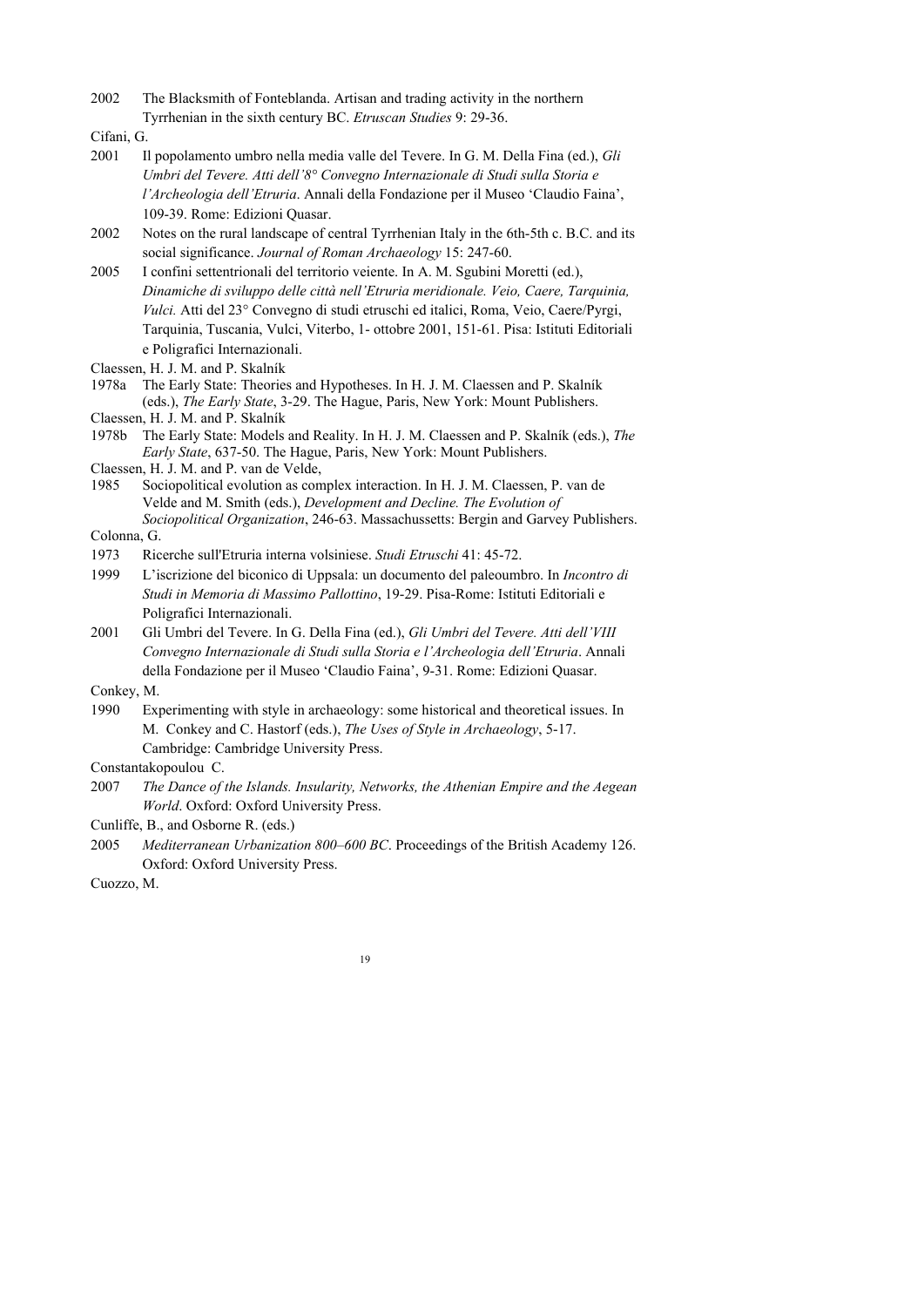2002 The Blacksmith of Fonteblanda. Artisan and trading activity in the northern Tyrrhenian in the sixth century BC. *Etruscan Studies* 9: 29-36.

Cifani, G.

2001 Il popolamento umbro nella media valle del Tevere. In G. M. Della Fina (ed.), *Gli Umbri del Tevere. Atti dell'8° Convegno Internazionale di Studi sulla Storia e l'Archeologia dell'Etruria*. Annali della Fondazione per il Museo 'Claudio Faina', 109-39. Rome: Edizioni Quasar.

2002 Notes on the rural landscape of central Tyrrhenian Italy in the 6th-5th c. B.C. and its social significance. *Journal of Roman Archaeology* 15: 247-60.

2005 I confini settentrionali del territorio veiente. In A. M. Sgubini Moretti (ed.), *Dinamiche di sviluppo delle città nell'Etruria meridionale. Veio, Caere, Tarquinia, Vulci.* Atti del 23° Convegno di studi etruschi ed italici, Roma, Veio, Caere/Pyrgi, Tarquinia, Tuscania, Vulci, Viterbo, 1- ottobre 2001, 151-61. Pisa: Istituti Editoriali e Poligrafici Internazionali.

Claessen, H. J. M. and P. Skalník

1978a The Early State: Theories and Hypotheses. In H. J. M. Claessen and P. Skalník (eds.), *The Early State*, 3-29. The Hague, Paris, New York: Mount Publishers.

Claessen, H. J. M. and P. Skalník

1978b The Early State: Models and Reality. In H. J. M. Claessen and P. Skalník (eds.), *The Early State*, 637-50. The Hague, Paris, New York: Mount Publishers.

Claessen, H. J. M. and P. van de Velde,

1985 Sociopolitical evolution as complex interaction. In H. J. M. Claessen, P. van de Velde and M. Smith (eds.), *Development and Decline. The Evolution of Sociopolitical Organization*, 246-63. Massachussetts: Bergin and Garvey Publishers.

Colonna, G.

1973 Ricerche sull'Etruria interna volsiniese. *Studi Etruschi* 41: 45-72.

1999 L'iscrizione del biconico di Uppsala: un documento del paleoumbro. In *Incontro di Studi in Memoria di Massimo Pallottino*, 19-29. Pisa-Rome: Istituti Editoriali e Poligrafici Internazionali.

2001 Gli Umbri del Tevere. In G. Della Fina (ed.), *Gli Umbri del Tevere. Atti dell'VIII Convegno Internazionale di Studi sulla Storia e l'Archeologia dell'Etruria*. Annali della Fondazione per il Museo 'Claudio Faina', 9-31. Rome: Edizioni Quasar.

Conkey, M.

1990 Experimenting with style in archaeology: some historical and theoretical issues. In M. Conkey and C. Hastorf (eds.), *The Uses of Style in Archaeology*, 5-17. Cambridge: Cambridge University Press.

Constantakopoulou C.

2007 *The Dance of the Islands. Insularity, Networks, the Athenian Empire and the Aegean World*. Oxford: Oxford University Press.

Cunliffe, B., and Osborne R. (eds.)

2005 *Mediterranean Urbanization 800–600 BC*. Proceedings of the British Academy 126. Oxford: Oxford University Press.

Cuozzo, M.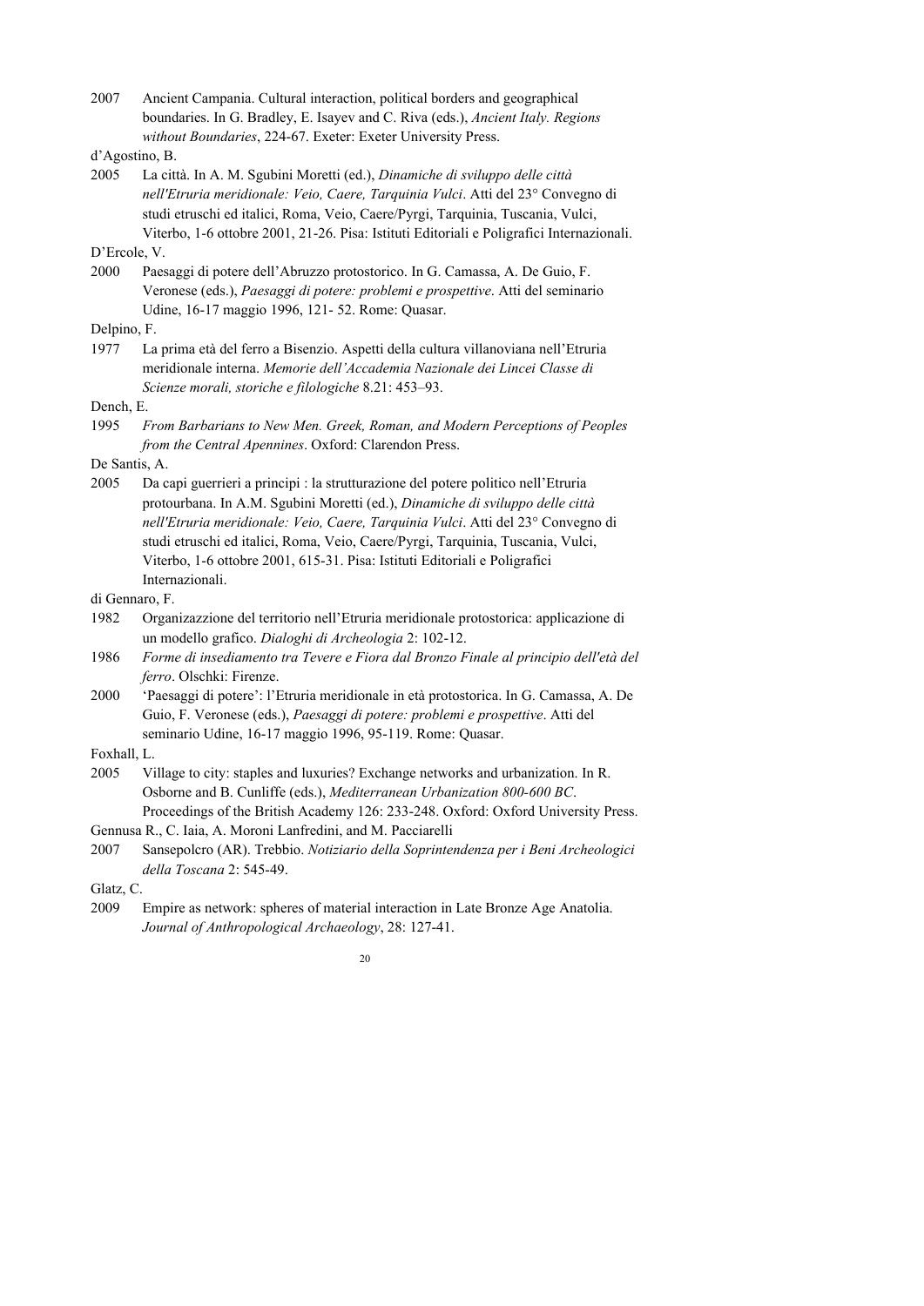2007 Ancient Campania. Cultural interaction, political borders and geographical boundaries. In G. Bradley, E. Isayev and C. Riva (eds.), *Ancient Italy. Regions without Boundaries*, 224-67. Exeter: Exeter University Press.

d'Agostino, B.

2005 La città. In A. M. Sgubini Moretti (ed.), *Dinamiche di sviluppo delle città nell'Etruria meridionale: Veio, Caere, Tarquinia Vulci*. Atti del 23° Convegno di studi etruschi ed italici, Roma, Veio, Caere/Pyrgi, Tarquinia, Tuscania, Vulci, Viterbo, 1-6 ottobre 2001, 21-26. Pisa: Istituti Editoriali e Poligrafici Internazionali.

D'Ercole, V.

2000 Paesaggi di potere dell'Abruzzo protostorico. In G. Camassa, A. De Guio, F. Veronese (eds.), *Paesaggi di potere: problemi e prospettive*. Atti del seminario Udine, 16-17 maggio 1996, 121- 52. Rome: Quasar.

Delpino, F.

1977 La prima età del ferro a Bisenzio. Aspetti della cultura villanoviana nell'Etruria meridionale interna. *Memorie dell'Accademia Nazionale dei Lincei Classe di Scienze morali, storiche e filologiche* 8.21: 453–93.

Dench, E.

1995 *From Barbarians to New Men. Greek, Roman, and Modern Perceptions of Peoples from the Central Apennines*. Oxford: Clarendon Press.

De Santis, A.

2005 Da capi guerrieri a principi : la strutturazione del potere politico nell'Etruria protourbana. In A.M. Sgubini Moretti (ed.), *Dinamiche di sviluppo delle città nell'Etruria meridionale: Veio, Caere, Tarquinia Vulci*. Atti del 23° Convegno di studi etruschi ed italici, Roma, Veio, Caere/Pyrgi, Tarquinia, Tuscania, Vulci, Viterbo, 1-6 ottobre 2001, 615-31. Pisa: Istituti Editoriali e Poligrafici Internazionali.

di Gennaro, F.

1982 Organizazzione del territorio nell'Etruria meridionale protostorica: applicazione di un modello grafico. *Dialoghi di Archeologia* 2: 102-12.

1986 *Forme di insediamento tra Tevere e Fiora dal Bronzo Finale al principio dell'età del ferro*. Olschki: Firenze.

2000 'Paesaggi di potere': l'Etruria meridionale in età protostorica. In G. Camassa, A. De Guio, F. Veronese (eds.), *Paesaggi di potere: problemi e prospettive*. Atti del seminario Udine, 16-17 maggio 1996, 95-119. Rome: Quasar.

Foxhall, L.

2005 Village to city: staples and luxuries? Exchange networks and urbanization. In R. Osborne and B. Cunliffe (eds.), *Mediterranean Urbanization 800-600 BC*. Proceedings of the British Academy 126: 233-248. Oxford: Oxford University Press.

Gennusa R., C. Iaia, A. Moroni Lanfredini, and M. Pacciarelli

2007 Sansepolcro (AR). Trebbio. *Notiziario della Soprintendenza per i Beni Archeologici della Toscana* 2: 545-49.

Glatz, C.

2009 Empire as network: spheres of material interaction in Late Bronze Age Anatolia. *Journal of Anthropological Archaeology*, 28: 127-41.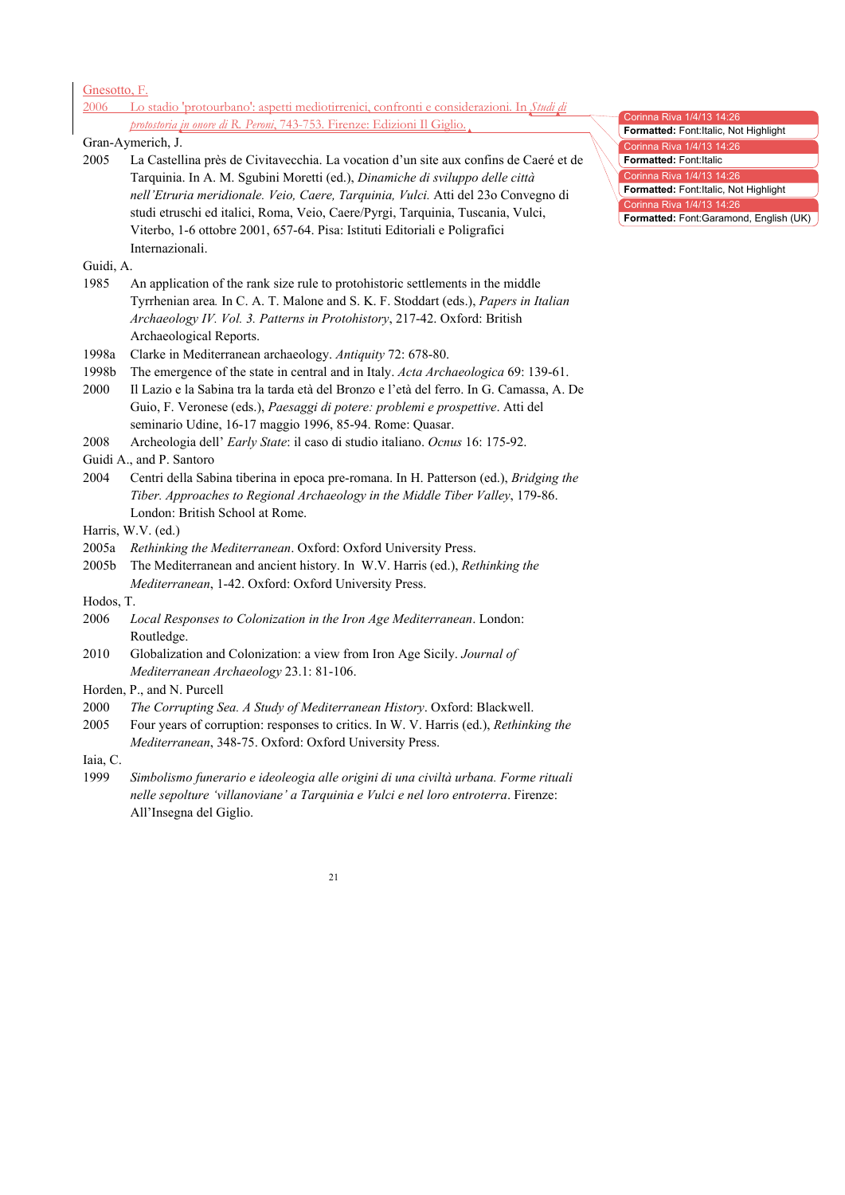Gnesotto, F.

2006 Lo stadio 'protourbano': aspetti mediotirrenici, confronti e considerazioni. In *Studi di protostoria in onore di R. Peroni*, 743-753. Firenze: Edizioni Il Giglio.

Gran-Aymerich, J.

2005 La Castellina près de Civitavecchia. La vocation d'un site aux confins de Caeré et de Tarquinia. In A. M. Sgubini Moretti (ed.), *Dinamiche di sviluppo delle città nell'Etruria meridionale. Veio, Caere, Tarquinia, Vulci.* Atti del 23o Convegno di studi etruschi ed italici, Roma, Veio, Caere/Pyrgi, Tarquinia, Tuscania, Vulci, Viterbo, 1-6 ottobre 2001, 657-64. Pisa: Istituti Editoriali e Poligrafici Internazionali.

Guidi, A.

1985 An application of the rank size rule to protohistoric settlements in the middle Tyrrhenian area*.* In C. A. T. Malone and S. K. F. Stoddart (eds.), *Papers in Italian Archaeology IV. Vol. 3. Patterns in Protohistory*, 217-42. Oxford: British Archaeological Reports.

1998a Clarke in Mediterranean archaeology. *Antiquity* 72: 678-80.

1998b The emergence of the state in central and in Italy. *Acta Archaeologica* 69: 139-61.

2000 Il Lazio e la Sabina tra la tarda età del Bronzo e l'età del ferro. In G. Camassa, A. De Guio, F. Veronese (eds.), *Paesaggi di potere: problemi e prospettive*. Atti del seminario Udine, 16-17 maggio 1996, 85-94. Rome: Quasar.

2008 Archeologia dell' *Early State*: il caso di studio italiano. *Ocnus* 16: 175-92.

Guidi A., and P. Santoro

2004 Centri della Sabina tiberina in epoca pre-romana. In H. Patterson (ed.), *Bridging the Tiber. Approaches to Regional Archaeology in the Middle Tiber Valley*, 179-86. London: British School at Rome.

Harris, W.V. (ed.)

2005a *Rethinking the Mediterranean*. Oxford: Oxford University Press.

2005b The Mediterranean and ancient history. In W.V. Harris (ed.), *Rethinking the Mediterranean*, 1-42. Oxford: Oxford University Press.

Hodos, T.

2006 *Local Responses to Colonization in the Iron Age Mediterranean*. London: Routledge.

2010 Globalization and Colonization: a view from Iron Age Sicily. *Journal of Mediterranean Archaeology* 23.1: 81-106.

Horden, P., and N. Purcell

2000 *The Corrupting Sea. A Study of Mediterranean History*. Oxford: Blackwell.

2005 Four years of corruption: responses to critics. In W. V. Harris (ed.), *Rethinking the Mediterranean*, 348-75. Oxford: Oxford University Press.

Iaia, C.

1999 *Simbolismo funerario e ideoleogia alle origini di una civiltà urbana. Forme rituali nelle sepolture 'villanoviane' a Tarquinia e Vulci e nel loro entroterra*. Firenze: All'Insegna del Giglio.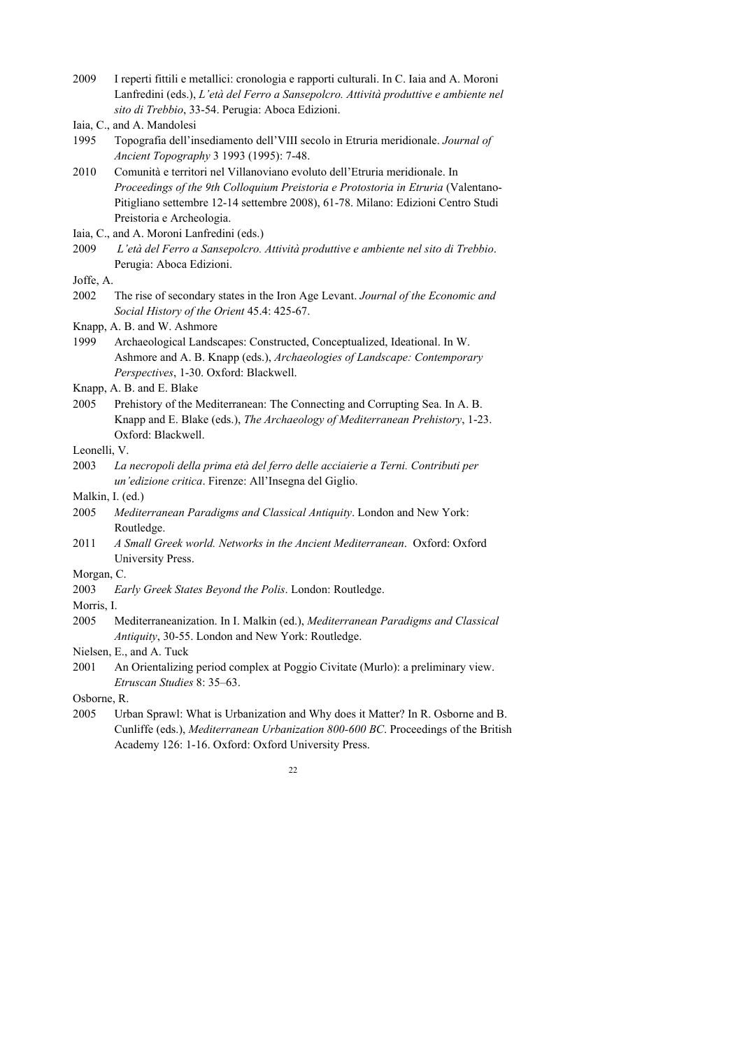2009 I reperti fittili e metallici: cronologia e rapporti culturali. In C. Iaia and A. Moroni Lanfredini (eds.), *L'età del Ferro a Sansepolcro. Attività produttive e ambiente nel sito di Trebbio*, 33-54. Perugia: Aboca Edizioni.

Iaia, C., and A. Mandolesi

1995 Topografia dell'insediamento dell'VIII secolo in Etruria meridionale. *Journal of Ancient Topography* 3 1993 (1995): 7-48.

2010 Comunità e territori nel Villanoviano evoluto dell'Etruria meridionale. In *Proceedings of the 9th Colloquium Preistoria e Protostoria in Etruria* (Valentano-Pitigliano settembre 12-14 settembre 2008), 61-78. Milano: Edizioni Centro Studi Preistoria e Archeologia.

Iaia, C., and A. Moroni Lanfredini (eds.)

2009 *L'età del Ferro a Sansepolcro. Attività produttive e ambiente nel sito di Trebbio*. Perugia: Aboca Edizioni.

Joffe, A.

2002 The rise of secondary states in the Iron Age Levant. *Journal of the Economic and Social History of the Orient* 45.4: 425-67.

Knapp, A. B. and W. Ashmore

1999 Archaeological Landscapes: Constructed, Conceptualized, Ideational. In W. Ashmore and A. B. Knapp (eds.), *Archaeologies of Landscape: Contemporary Perspectives*, 1-30. Oxford: Blackwell.

Knapp, A. B. and E. Blake

2005 Prehistory of the Mediterranean: The Connecting and Corrupting Sea. In A. B. Knapp and E. Blake (eds.), *The Archaeology of Mediterranean Prehistory*, 1-23. Oxford: Blackwell.

Leonelli, V.

2003 *La necropoli della prima età del ferro delle acciaierie a Terni. Contributi per un'edizione critica*. Firenze: All'Insegna del Giglio.

Malkin, I. (ed.)

2005 *Mediterranean Paradigms and Classical Antiquity*. London and New York: Routledge.

2011 *A Small Greek world. Networks in the Ancient Mediterranean*. Oxford: Oxford University Press.

Morgan, C.

2003 *Early Greek States Beyond the Polis*. London: Routledge.

Morris, I.

2005 Mediterraneanization. In I. Malkin (ed.), *Mediterranean Paradigms and Classical Antiquity*, 30-55. London and New York: Routledge.

Nielsen, E., and A. Tuck

2001 An Orientalizing period complex at Poggio Civitate (Murlo): a preliminary view. *Etruscan Studies* 8: 35–63.

Osborne, R.

2005 Urban Sprawl: What is Urbanization and Why does it Matter? In R. Osborne and B. Cunliffe (eds.), *Mediterranean Urbanization 800-600 BC*. Proceedings of the British Academy 126: 1-16. Oxford: Oxford University Press.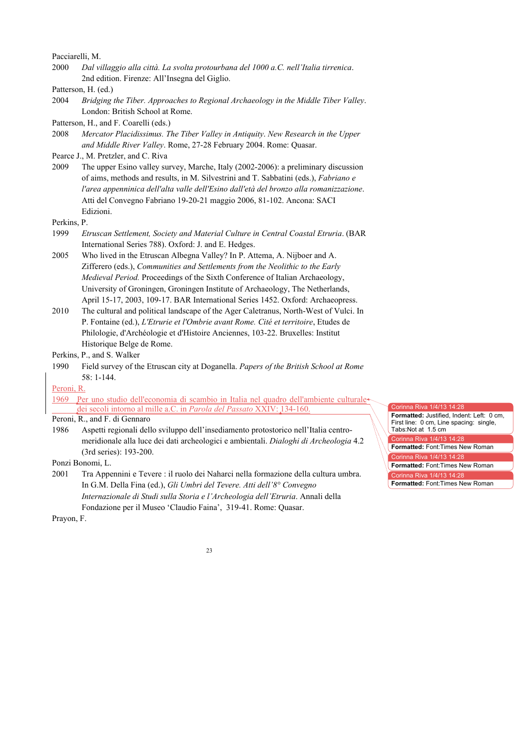Pacciarelli, M.

2000 *Dal villaggio alla città. La svolta protourbana del 1000 a.C. nell'Italia tirrenica*. 2nd edition. Firenze: All'Insegna del Giglio.

Patterson, H. (ed.)

2004 *Bridging the Tiber. Approaches to Regional Archaeology in the Middle Tiber Valley*. London: British School at Rome.

Patterson, H., and F. Coarelli (eds.)

2008 *Mercator Placidissimus. The Tiber Valley in Antiquity. New Research in the Upper and Middle River Valley*. Rome, 27-28 February 2004. Rome: Quasar.

Pearce J., M. Pretzler, and C. Riva

2009 The upper Esino valley survey, Marche, Italy (2002-2006): a preliminary discussion of aims, methods and results, in M. Silvestrini and T. Sabbatini (eds.), *Fabriano e l'area appenninica dell'alta valle dell'Esino dall'età del bronzo alla romanizzazione*. Atti del Convegno Fabriano 19-20-21 maggio 2006, 81-102. Ancona: SACI Edizioni.

Perkins, P.

1999 *Etruscan Settlement, Society and Material Culture in Central Coastal Etruria*. (BAR International Series 788). Oxford: J. and E. Hedges.

2005 Who lived in the Etruscan Albegna Valley? In P. Attema, A. Nijboer and A. Zifferero (eds.), *Communities and Settlements from the Neolithic to the Early Medieval Period.* Proceedings of the Sixth Conference of Italian Archaeology, University of Groningen, Groningen Institute of Archaeology, The Netherlands, April 15-17, 2003, 109-17. BAR International Series 1452. Oxford: Archaeopress.

2010 The cultural and political landscape of the Ager Caletranus, North-West of Vulci. In P. Fontaine (ed.), *L'Etrurie et l'Ombrie avant Rome. Cité et territoire*, Etudes de Philologie, d'Archéologie et d'Histoire Anciennes, 103-22. Bruxelles: Institut Historique Belge de Rome.

Perkins, P., and S. Walker

1990 Field survey of the Etruscan city at Doganella. *Papers of the British School at Rome* 58: 1-144.

Peroni, R.

1969 Per uno studio dell'economia di scambio in Italia nel quadro dell'ambiente culturale dei secoli intorno al mille a.C. in *Parola del Passato* XXIV: 134-160.

Peroni, R., and F. di Gennaro

1986 Aspetti regionali dello sviluppo dell'insediamento protostorico nell'Italia centro-meridionale alla luce dei dati archeologici e ambientali. *Dialoghi di Archeologia* 4.2 (3rd series): 193-200.

Ponzi Bonomi, L.

2001 Tra Appennini e Tevere : il ruolo dei Naharci nella formazione della cultura umbra. In G.M. Della Fina (ed.), *Gli Umbri del Tevere. Atti dell'8° Convegno Internazionale di Studi sulla Storia e l'Archeologia dell'Etruria*. Annali della Fondazione per il Museo 'Claudio Faina', 319-41. Rome: Quasar.

Prayon, F.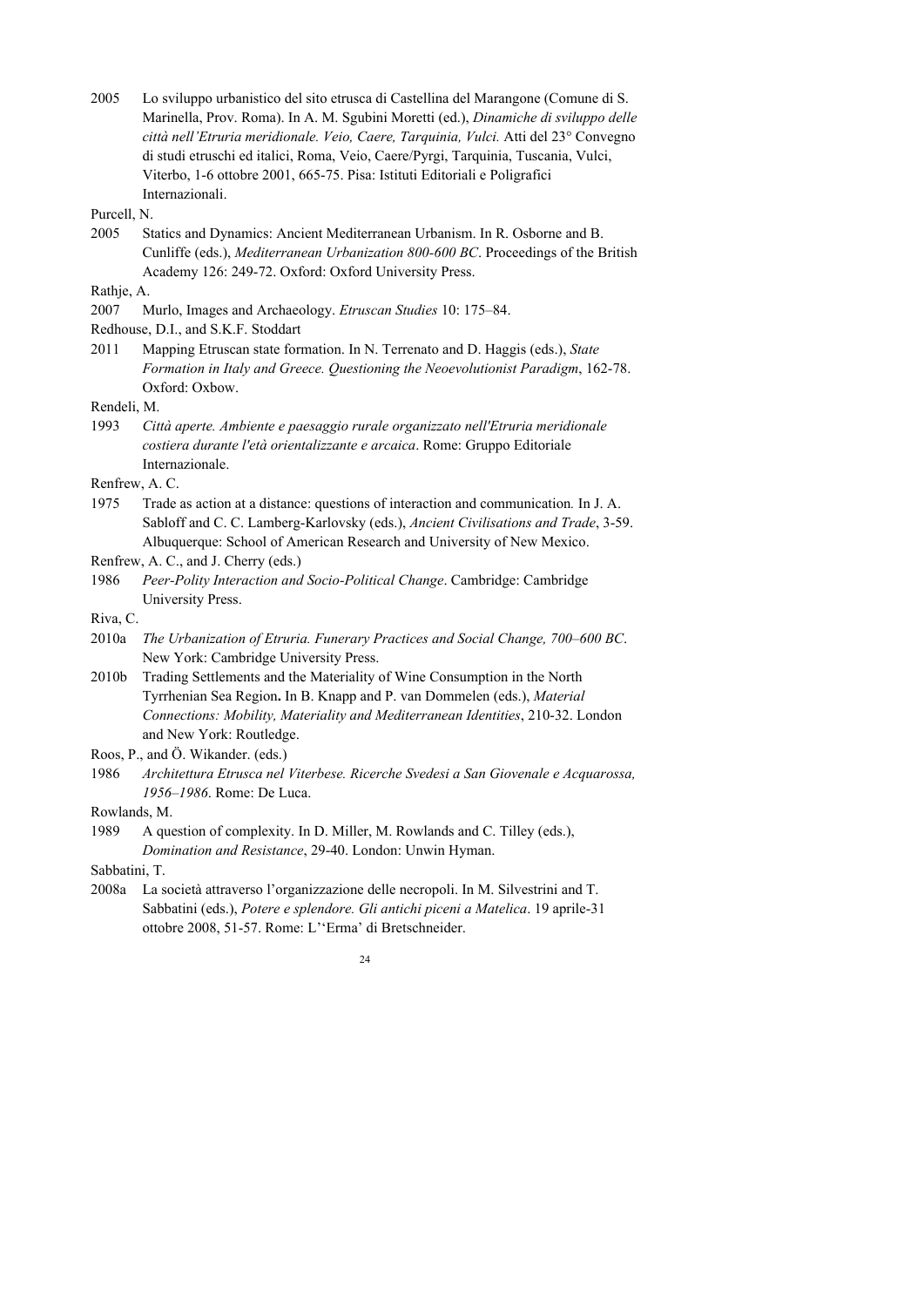2005 Lo sviluppo urbanistico del sito etrusca di Castellina del Marangone (Comune di S. Marinella, Prov. Roma). In A. M. Sgubini Moretti (ed.), *Dinamiche di sviluppo delle città nell'Etruria meridionale. Veio, Caere, Tarquinia, Vulci.* Atti del 23° Convegno di studi etruschi ed italici, Roma, Veio, Caere/Pyrgi, Tarquinia, Tuscania, Vulci, Viterbo, 1-6 ottobre 2001, 665-75. Pisa: Istituti Editoriali e Poligrafici Internazionali.

Purcell, N.

2005 Statics and Dynamics: Ancient Mediterranean Urbanism. In R. Osborne and B. Cunliffe (eds.), *Mediterranean Urbanization 800-600 BC*. Proceedings of the British Academy 126: 249-72. Oxford: Oxford University Press.

Rathje, A.

2007 Murlo, Images and Archaeology. *Etruscan Studies* 10: 175–84.

Redhouse, D.I., and S.K.F. Stoddart

2011 Mapping Etruscan state formation. In N. Terrenato and D. Haggis (eds.), *State Formation in Italy and Greece. Questioning the Neoevolutionist Paradigm*, 162-78. Oxford: Oxbow.

Rendeli, M.

1993 *Città aperte. Ambiente e paesaggio rurale organizzato nell'Etruria meridionale costiera durante l'età orientalizzante e arcaica*. Rome: Gruppo Editoriale Internazionale.

Renfrew, A. C.

1975 Trade as action at a distance: questions of interaction and communication*.* In J. A. Sabloff and C. C. Lamberg-Karlovsky (eds.), *Ancient Civilisations and Trade*, 3-59. Albuquerque: School of American Research and University of New Mexico.

Renfrew, A. C., and J. Cherry (eds.)

1986 *Peer-Polity Interaction and Socio-Political Change*. Cambridge: Cambridge University Press.

Riva, C.

2010a *The Urbanization of Etruria. Funerary Practices and Social Change, 700–600 BC*. New York: Cambridge University Press.

2010b Trading Settlements and the Materiality of Wine Consumption in the North Tyrrhenian Sea Region**.** In B. Knapp and P. van Dommelen (eds.), *Material Connections: Mobility, Materiality and Mediterranean Identities*, 210-32. London and New York: Routledge.

Roos, P., and Ö. Wikander. (eds.)

1986 *Architettura Etrusca nel Viterbese. Ricerche Svedesi a San Giovenale e Acquarossa, 1956–1986*. Rome: De Luca.

Rowlands, M.

1989 A question of complexity. In D. Miller, M. Rowlands and C. Tilley (eds.), *Domination and Resistance*, 29-40. London: Unwin Hyman.

Sabbatini, T.

2008a La società attraverso l'organizzazione delle necropoli. In M. Silvestrini and T. Sabbatini (eds.), *Potere e splendore. Gli antichi piceni a Matelica*. 19 aprile-31 ottobre 2008, 51-57. Rome: L''Erma' di Bretschneider.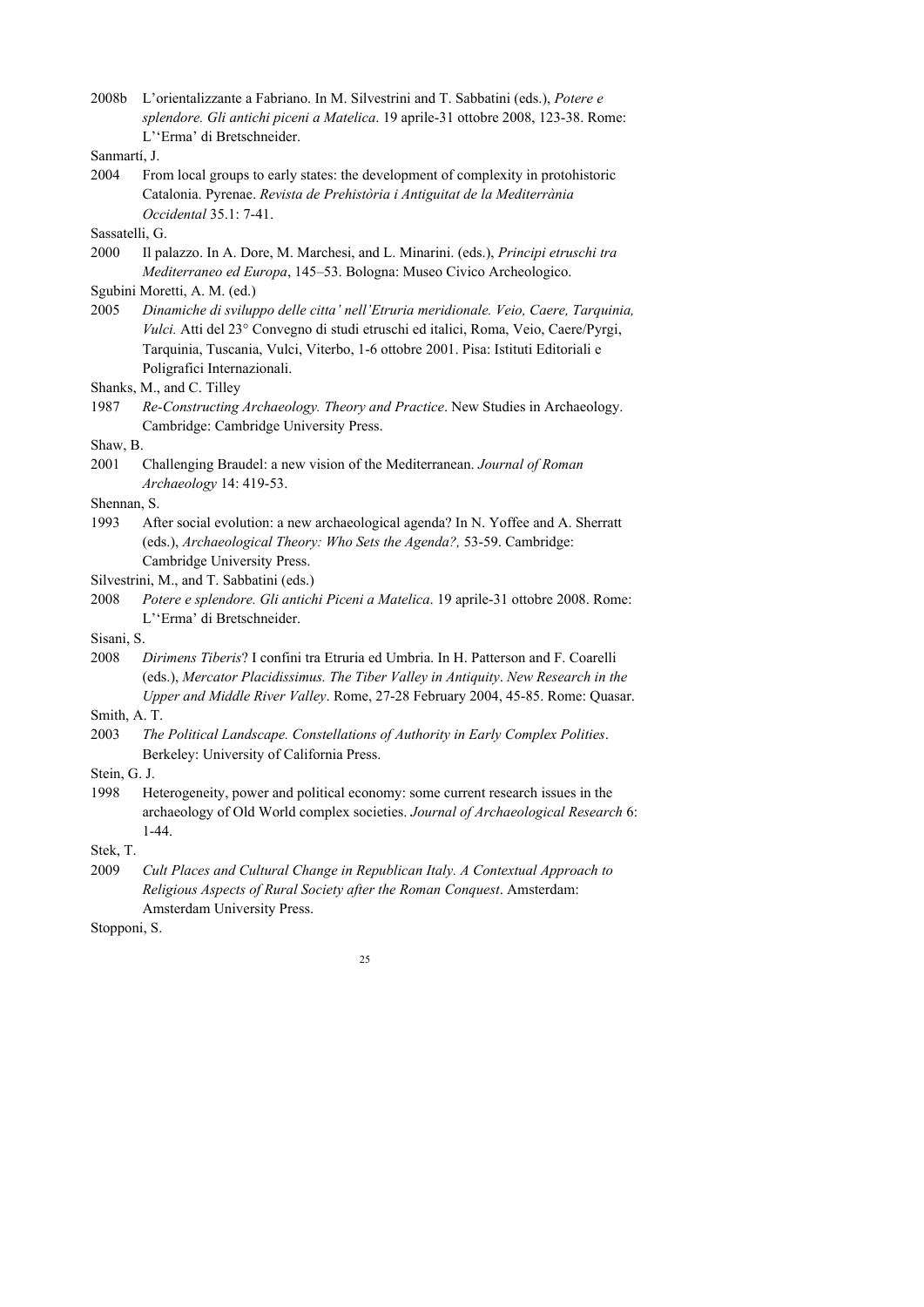2008b L'orientalizzante a Fabriano. In M. Silvestrini and T. Sabbatini (eds.), *Potere e splendore. Gli antichi piceni a Matelica*. 19 aprile-31 ottobre 2008, 123-38. Rome: L''Erma' di Bretschneider.

Sanmartí, J.

2004 From local groups to early states: the development of complexity in protohistoric Catalonia. Pyrenae. *Revista de Prehistòria i Antiguitat de la Mediterrània Occidental* 35.1: 7-41.

Sassatelli, G.

2000 Il palazzo. In A. Dore, M. Marchesi, and L. Minarini. (eds.), *Principi etruschi tra Mediterraneo ed Europa*, 145–53. Bologna: Museo Civico Archeologico.

Sgubini Moretti, A. M. (ed.)

2005 *Dinamiche di sviluppo delle citta' nell'Etruria meridionale. Veio, Caere, Tarquinia, Vulci.* Atti del 23° Convegno di studi etruschi ed italici, Roma, Veio, Caere/Pyrgi, Tarquinia, Tuscania, Vulci, Viterbo, 1-6 ottobre 2001. Pisa: Istituti Editoriali e Poligrafici Internazionali.

Shanks, M., and C. Tilley

1987 *Re-Constructing Archaeology. Theory and Practice*. New Studies in Archaeology. Cambridge: Cambridge University Press.

Shaw, B.

2001 Challenging Braudel: a new vision of the Mediterranean. *Journal of Roman Archaeology* 14: 419-53.

Shennan, S.

1993 After social evolution: a new archaeological agenda? In N. Yoffee and A. Sherratt (eds.), *Archaeological Theory: Who Sets the Agenda?,* 53-59. Cambridge: Cambridge University Press.

Silvestrini, M., and T. Sabbatini (eds.)

2008 *Potere e splendore. Gli antichi Piceni a Matelica*. 19 aprile-31 ottobre 2008. Rome: L''Erma' di Bretschneider.

Sisani, S.

2008 *Dirimens Tiberis*? I confini tra Etruria ed Umbria. In H. Patterson and F. Coarelli (eds.), *Mercator Placidissimus. The Tiber Valley in Antiquity*. *New Research in the Upper and Middle River Valley*. Rome, 27-28 February 2004, 45-85. Rome: Quasar.

Smith, A. T.

2003 *The Political Landscape. Constellations of Authority in Early Complex Polities*. Berkeley: University of California Press.

Stein, G. J.

1998 Heterogeneity, power and political economy: some current research issues in the archaeology of Old World complex societies. *Journal of Archaeological Research* 6: 1-44.

Stek, T.

2009 *Cult Places and Cultural Change in Republican Italy. A Contextual Approach to Religious Aspects of Rural Society after the Roman Conquest*. Amsterdam: Amsterdam University Press.

Stopponi, S.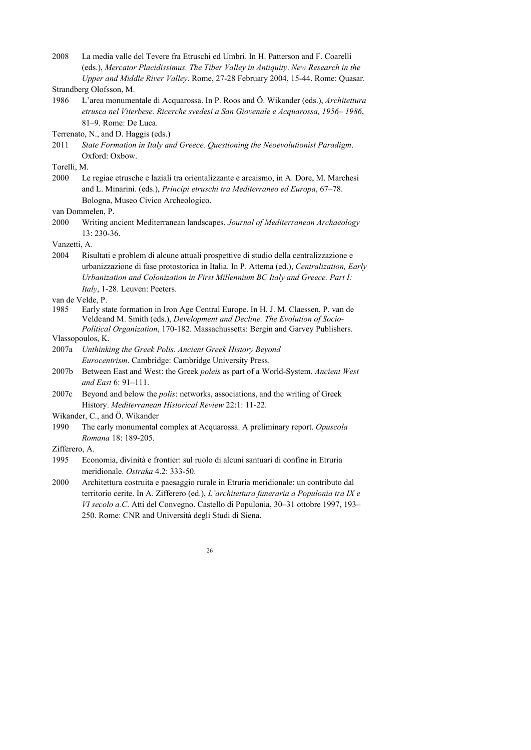2008 La media valle del Tevere fra Etruschi ed Umbri. In H. Patterson and F. Coarelli (eds.), *Mercator Placidissimus. The Tiber Valley in Antiquity*. *New Research in the Upper and Middle River Valley*. Rome, 27-28 February 2004, 15-44. Rome: Quasar.

Strandberg Olofsson, M.

1986 L'area monumentale di Acquarossa. In P. Roos and Ö. Wikander (eds.), *Architettura etrusca nel Viterbese. Ricerche svedesi a San Giovenale e Acquarossa, 1956– 1986*, 81–9. Rome: De Luca.

Terrenato, N., and D. Haggis (eds.)

2011 *State Formation in Italy and Greece. Questioning the Neoevolutionist Paradigm*. Oxford: Oxbow.

Torelli, M.

2000 Le regiae etrusche e laziali tra orientalizzante e arcaismo, in A. Dore, M. Marchesi and L. Minarini. (eds.), *Principi etruschi tra Mediterraneo ed Europa*, 67–78. Bologna, Museo Civico Archeologico.

van Dommelen, P.

2000 Writing ancient Mediterranean landscapes. *Journal of Mediterranean Archaeology* 13: 230-36.

Vanzetti, A.

2004 Risultati e problem di alcune attuali prospettive di studio della centralizzazione e urbanizzazione di fase protostorica in Italia. In P. Attema (ed.), *Centralization, Early Urbanization and Colonization in First Millennium BC Italy and Greece. Part I: Italy*, 1-28. Leuven: Peeters.

van de Velde, P.

1985 Early state formation in Iron Age Central Europe. In H. J. M. Claessen, P. van de Veldeand M. Smith (eds.), *Development and Decline. The Evolution of Socio-Political Organization*, 170-182. Massachussetts: Bergin and Garvey Publishers.

Vlassopoulos, K.

2007a *Unthinking the Greek Polis. Ancient Greek History Beyond Eurocentrism*. Cambridge: Cambridge University Press.

2007b Between East and West: the Greek *poleis* as part of a World-System. *Ancient West and East* 6: 91–111.

2007c Beyond and below the *polis*: networks, associations, and the writing of Greek History. *Mediterranean Historical Review* 22:1: 11-22.

Wikander, C., and Ö. Wikander

1990 The early monumental complex at Acquarossa. A preliminary report. *Opuscola Romana* 18: 189-205.

Zifferero, A.

1995 Economia, divinità e frontier: sul ruolo di alcuni santuari di confine in Etruria meridionale. *Ostraka* 4.2: 333-50.

2000 Architettura costruita e paesaggio rurale in Etruria meridionale: un contributo dal territorio cerite. In A. Zifferero (ed.), *L'architettura funeraria a Populonia tra IX e VI secolo a.C*. Atti del Convegno. Castello di Populonia, 30–31 ottobre 1997, 193–250. Rome: CNR and Università degli Studi di Siena.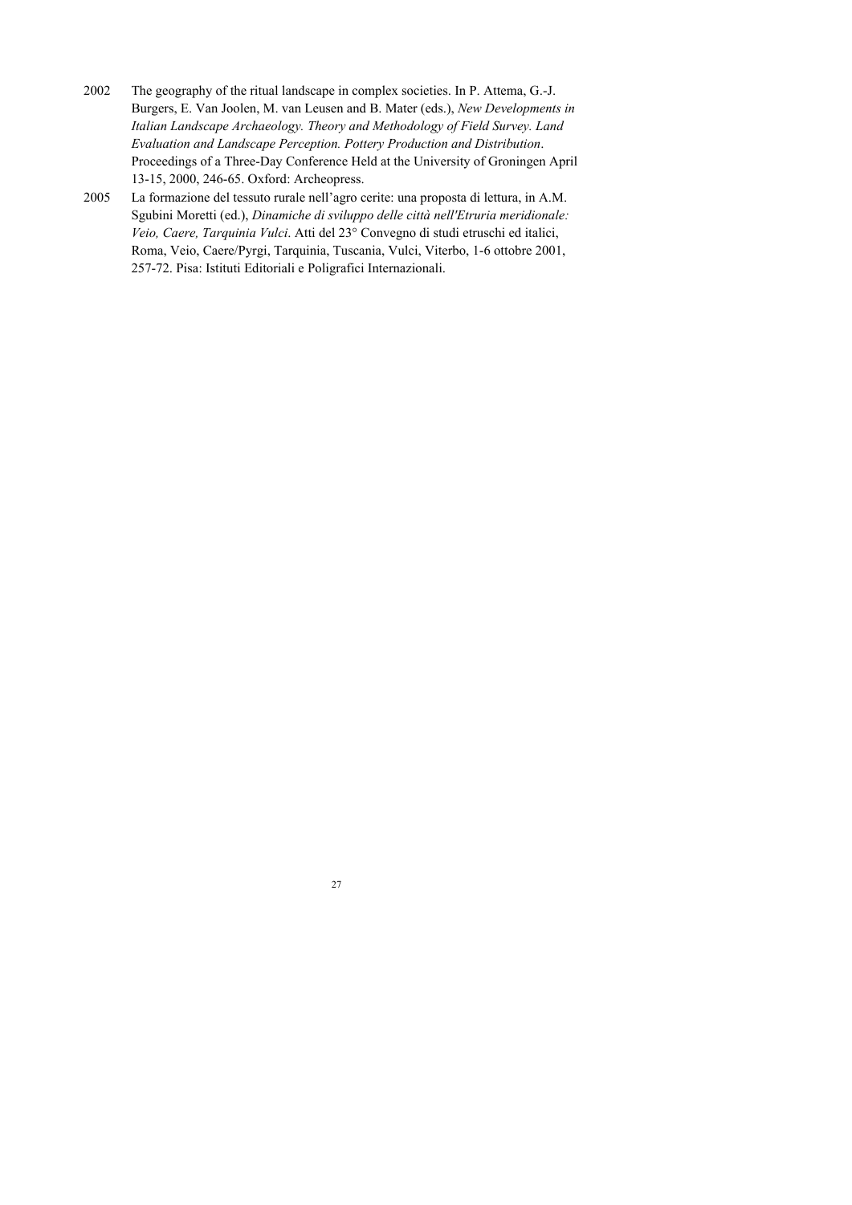2002 The geography of the ritual landscape in complex societies. In P. Attema, G.-J. Burgers, E. Van Joolen, M. van Leusen and B. Mater (eds.), *New Developments in Italian Landscape Archaeology. Theory and Methodology of Field Survey. Land Evaluation and Landscape Perception. Pottery Production and Distribution*. Proceedings of a Three-Day Conference Held at the University of Groningen April 13-15, 2000, 246-65. Oxford: Archeopress.

2005 La formazione del tessuto rurale nell'agro cerite: una proposta di lettura, in A.M. Sgubini Moretti (ed.), *Dinamiche di sviluppo delle città nell'Etruria meridionale: Veio, Caere, Tarquinia Vulci*. Atti del 23° Convegno di studi etruschi ed italici, Roma, Veio, Caere/Pyrgi, Tarquinia, Tuscania, Vulci, Viterbo, 1-6 ottobre 2001, 257-72. Pisa: Istituti Editoriali e Poligrafici Internazionali.